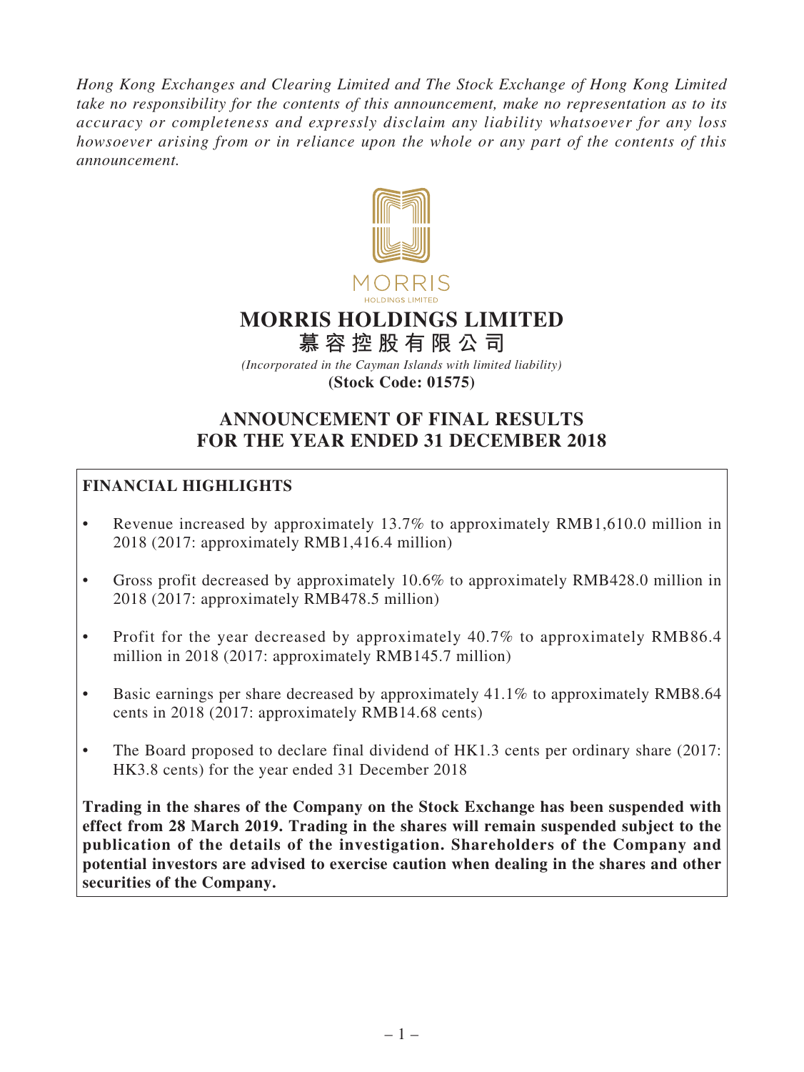*Hong Kong Exchanges and Clearing Limited and The Stock Exchange of Hong Kong Limited take no responsibility for the contents of this announcement, make no representation as to its accuracy or completeness and expressly disclaim any liability whatsoever for any loss howsoever arising from or in reliance upon the whole or any part of the contents of this announcement.*

# MORRIS HOLDINGS LIMITED

# 慕容控股有限公司

*(Incorporated in the Cayman Islands with limited liability)*

**(Stock Code: 01575)**

## ANNOUNCEMENT OF FINAL RESULTS FOR THE YEAR ENDED 31 DECEMBER 2018

### FINANCIAL HIGHLIGHTS

- Revenue increased by approximately 13.7% to approximately RMB1,610.0 million in 2018 (2017: approximately RMB1,416.4 million)
- Gross profit decreased by approximately 10.6% to approximately RMB428.0 million in 2018 (2017: approximately RMB478.5 million)
- Profit for the year decreased by approximately 40.7% to approximately RMB86.4 million in 2018 (2017: approximately RMB145.7 million)
- Basic earnings per share decreased by approximately 41.1% to approximately RMB8.64 cents in 2018 (2017: approximately RMB14.68 cents)
- The Board proposed to declare final dividend of HK1.3 cents per ordinary share (2017: HK3.8 cents) for the year ended 31 December 2018

**Trading in the shares of the Company on the Stock Exchange has been suspended with effect from 28 March 2019. Trading in the shares will remain suspended subject to the publication of the details of the investigation. Shareholders of the Company and potential investors are advised to exercise caution when dealing in the shares and other securities of the Company.**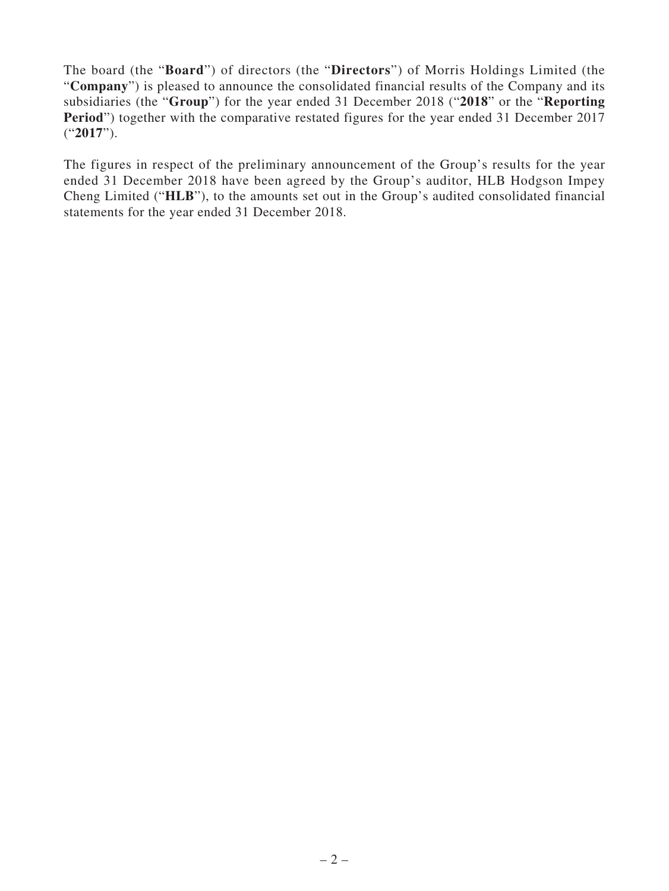The board (the "**Board**") of directors (the "**Directors**") of Morris Holdings Limited (the "**Company**") is pleased to announce the consolidated financial results of the Company and its subsidiaries (the "**Group**") for the year ended 31 December 2018 ("**2018**" or the "**Reporting Period**") together with the comparative restated figures for the year ended 31 December 2017 ("**2017**").

The figures in respect of the preliminary announcement of the Group's results for the year ended 31 December 2018 have been agreed by the Group's auditor, HLB Hodgson Impey Cheng Limited ("**HLB**"), to the amounts set out in the Group's audited consolidated financial statements for the year ended 31 December 2018.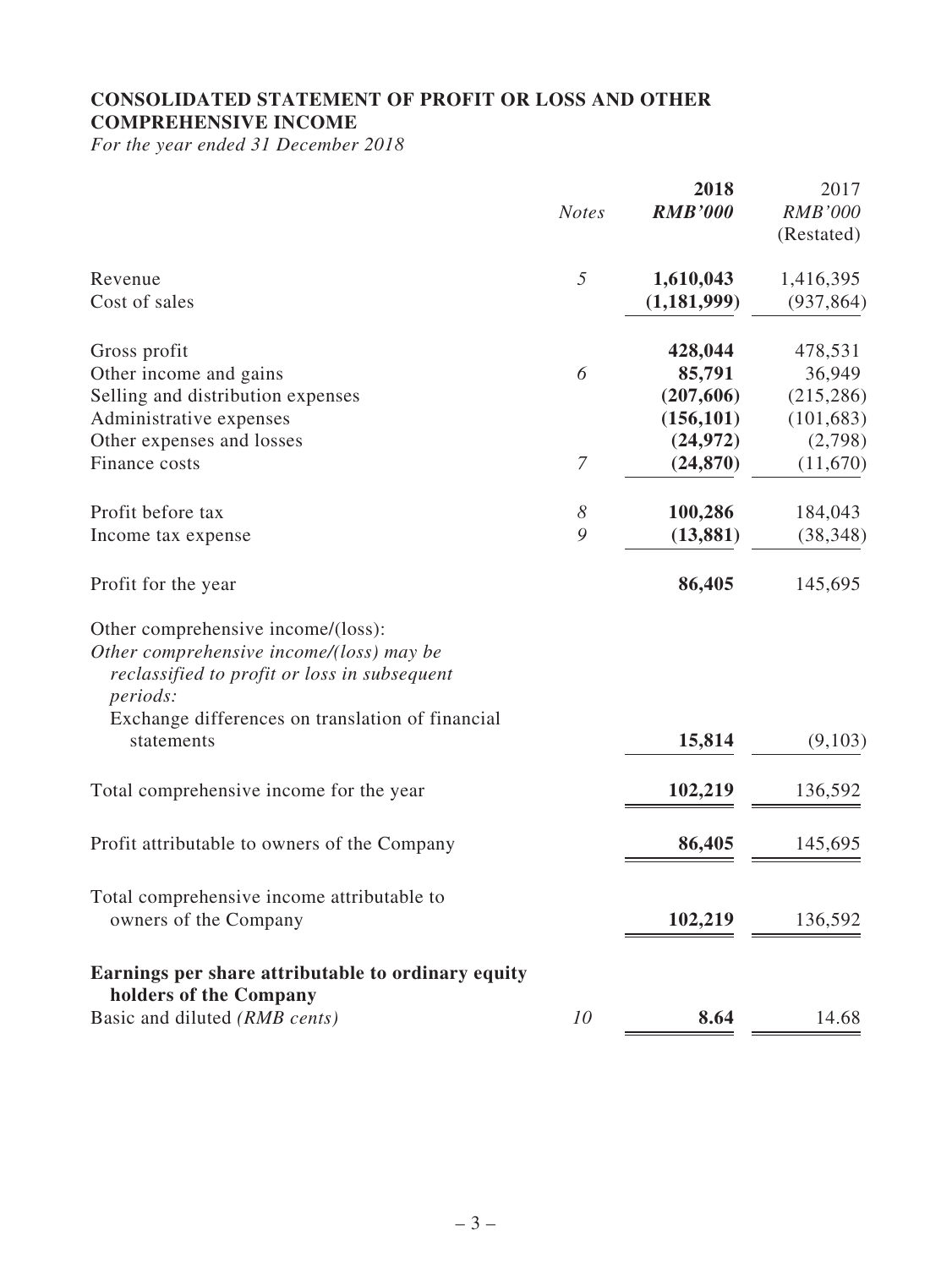# CONSOLIDATED STATEMENT OF PROFIT OR LOSS AND OTHER COMPREHENSIVE INCOME

*For the year ended 31 December 2018*

| | *Notes* | **2018** | 2017 |
|---|---|---|---|
| | | ***RMB'000*** | *RMB'000* |
| | | | (Restated) |
| Revenue | *5* | **1,610,043** | 1,416,395 |
| Cost of sales | | **(1,181,999)** | (937,864) |
| Gross profit | | **428,044** | 478,531 |
| Other income and gains | *6* | **85,791** | 36,949 |
| Selling and distribution expenses | | **(207,606)** | (215,286) |
| Administrative expenses | | **(156,101)** | (101,683) |
| Other expenses and losses | | **(24,972)** | (2,798) |
| Finance costs | *7* | **(24,870)** | (11,670) |
| Profit before tax | *8* | **100,286** | 184,043 |
| Income tax expense | *9* | **(13,881)** | (38,348) |
| Profit for the year | | **86,405** | 145,695 |
| Other comprehensive income/(loss): | | | |
| *Other comprehensive income/(loss) may be reclassified to profit or loss in subsequent periods:* | | | |
| Exchange differences on translation of financial statements | | **15,814** | (9,103) |
| Total comprehensive income for the year | | **102,219** | 136,592 |
| Profit attributable to owners of the Company | | **86,405** | 145,695 |
| Total comprehensive income attributable to owners of the Company | | **102,219** | 136,592 |
| **Earnings per share attributable to ordinary equity holders of the Company** | | | |
| Basic and diluted *(RMB cents)* | *10* | **8.64** | 14.68 |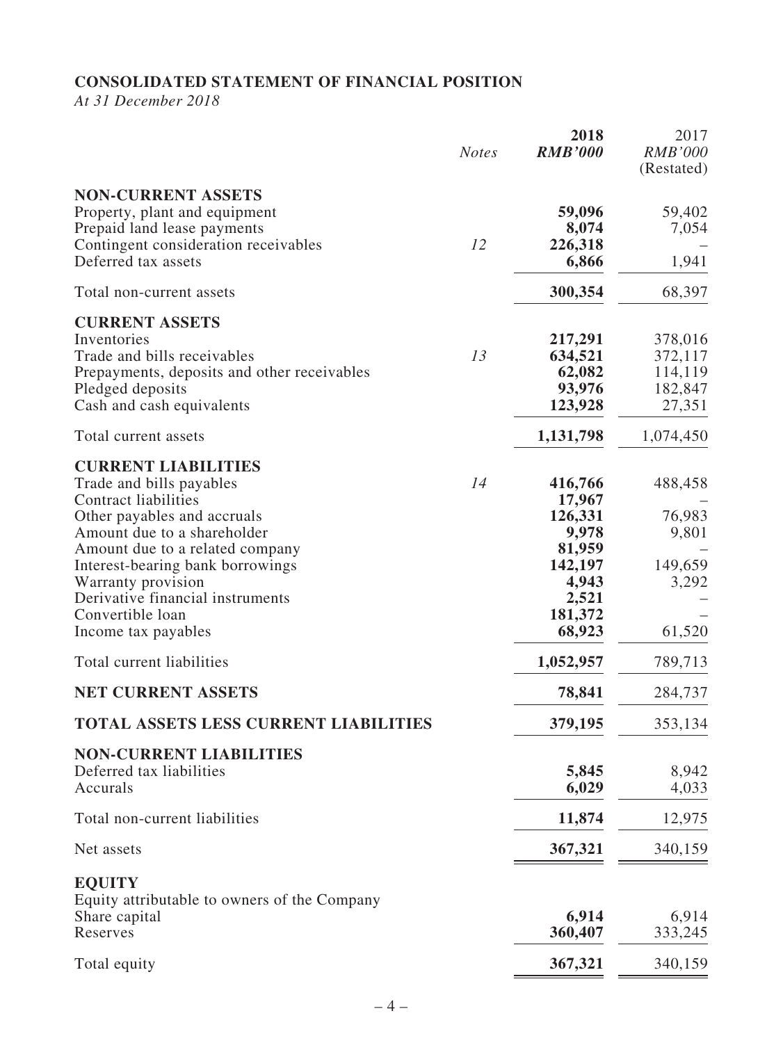**CONSOLIDATED STATEMENT OF FINANCIAL POSITION**

*At 31 December 2018*

| | *Notes* | **2018** *RMB'000* | 2017 *RMB'000* (Restated) |
|---|---|---|---|
| **NON-CURRENT ASSETS** | | | |
| Property, plant and equipment | | **59,096** | 59,402 |
| Prepaid land lease payments | | **8,074** | 7,054 |
| Contingent consideration receivables | *12* | **226,318** | – |
| Deferred tax assets | | **6,866** | 1,941 |
| Total non-current assets | | **300,354** | 68,397 |
| **CURRENT ASSETS** | | | |
| Inventories | | **217,291** | 378,016 |
| Trade and bills receivables | *13* | **634,521** | 372,117 |
| Prepayments, deposits and other receivables | | **62,082** | 114,119 |
| Pledged deposits | | **93,976** | 182,847 |
| Cash and cash equivalents | | **123,928** | 27,351 |
| Total current assets | | **1,131,798** | 1,074,450 |
| **CURRENT LIABILITIES** | | | |
| Trade and bills payables | *14* | **416,766** | 488,458 |
| Contract liabilities | | **17,967** | – |
| Other payables and accruals | | **126,331** | 76,983 |
| Amount due to a shareholder | | **9,978** | 9,801 |
| Amount due to a related company | | **81,959** | – |
| Interest-bearing bank borrowings | | **142,197** | 149,659 |
| Warranty provision | | **4,943** | 3,292 |
| Derivative financial instruments | | **2,521** | – |
| Convertible loan | | **181,372** | – |
| Income tax payables | | **68,923** | 61,520 |
| Total current liabilities | | **1,052,957** | 789,713 |
| **NET CURRENT ASSETS** | | **78,841** | 284,737 |
| **TOTAL ASSETS LESS CURRENT LIABILITIES** | | **379,195** | 353,134 |
| **NON-CURRENT LIABILITIES** | | | |
| Deferred tax liabilities | | **5,845** | 8,942 |
| Accurals | | **6,029** | 4,033 |
| Total non-current liabilities | | **11,874** | 12,975 |
| Net assets | | **367,321** | 340,159 |
| **EQUITY** | | | |
| Equity attributable to owners of the Company | | | |
| Share capital | | **6,914** | 6,914 |
| Reserves | | **360,407** | 333,245 |
| Total equity | | **367,321** | 340,159 |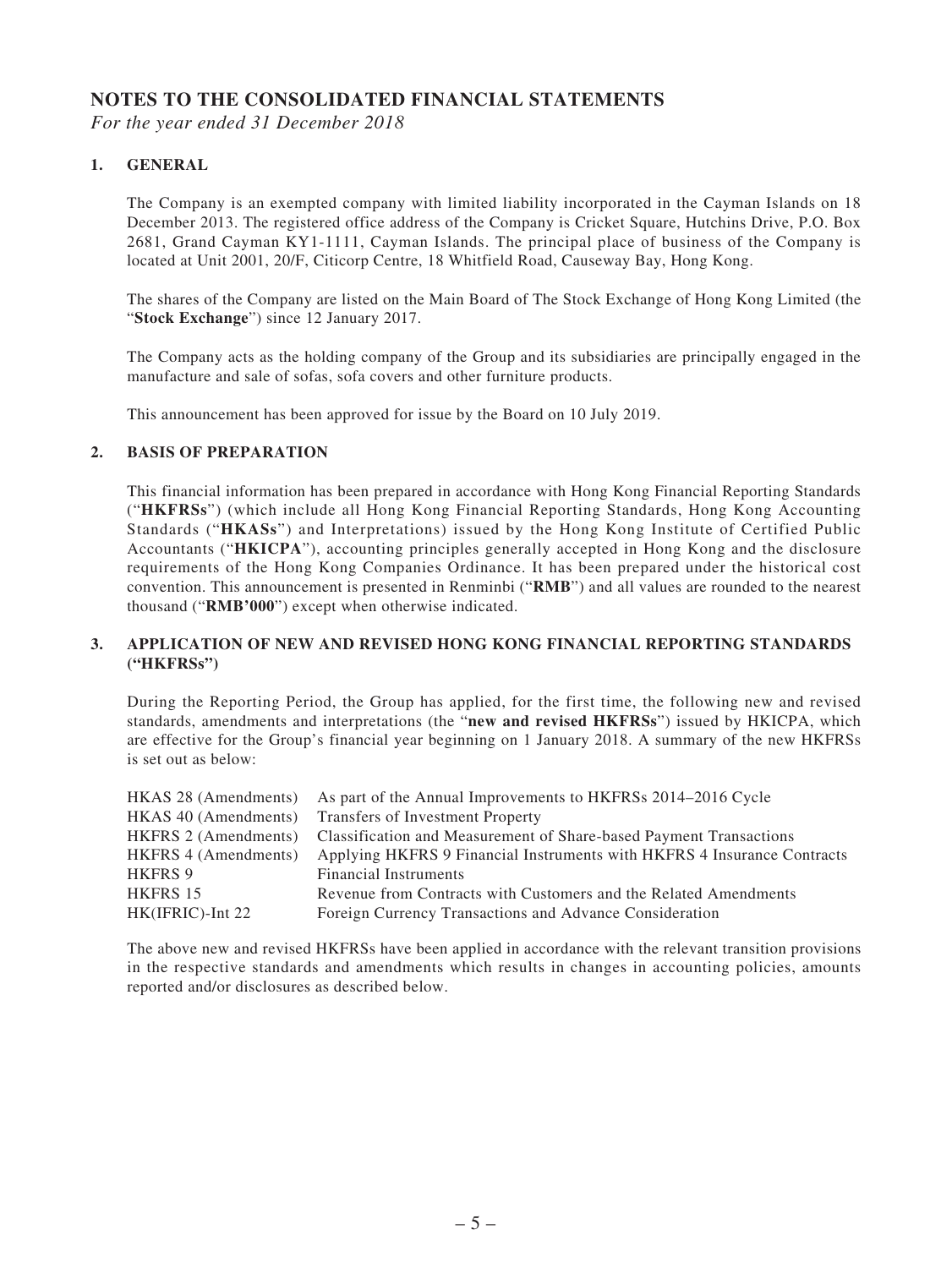# NOTES TO THE CONSOLIDATED FINANCIAL STATEMENTS

*For the year ended 31 December 2018*

## 1. GENERAL

The Company is an exempted company with limited liability incorporated in the Cayman Islands on 18 December 2013. The registered office address of the Company is Cricket Square, Hutchins Drive, P.O. Box 2681, Grand Cayman KY1-1111, Cayman Islands. The principal place of business of the Company is located at Unit 2001, 20/F, Citicorp Centre, 18 Whitfield Road, Causeway Bay, Hong Kong.

The shares of the Company are listed on the Main Board of The Stock Exchange of Hong Kong Limited (the "**Stock Exchange**") since 12 January 2017.

The Company acts as the holding company of the Group and its subsidiaries are principally engaged in the manufacture and sale of sofas, sofa covers and other furniture products.

This announcement has been approved for issue by the Board on 10 July 2019.

## 2. BASIS OF PREPARATION

This financial information has been prepared in accordance with Hong Kong Financial Reporting Standards ("**HKFRSs**") (which include all Hong Kong Financial Reporting Standards, Hong Kong Accounting Standards ("**HKASs**") and Interpretations) issued by the Hong Kong Institute of Certified Public Accountants ("**HKICPA**"), accounting principles generally accepted in Hong Kong and the disclosure requirements of the Hong Kong Companies Ordinance. It has been prepared under the historical cost convention. This announcement is presented in Renminbi ("**RMB**") and all values are rounded to the nearest thousand ("**RMB'000**") except when otherwise indicated.

## 3. APPLICATION OF NEW AND REVISED HONG KONG FINANCIAL REPORTING STANDARDS ("HKFRSs")

During the Reporting Period, the Group has applied, for the first time, the following new and revised standards, amendments and interpretations (the "**new and revised HKFRSs**") issued by HKICPA, which are effective for the Group's financial year beginning on 1 January 2018. A summary of the new HKFRSs is set out as below:

| | |
|---|---|
| HKAS 28 (Amendments) | As part of the Annual Improvements to HKFRSs 2014–2016 Cycle |
| HKAS 40 (Amendments) | Transfers of Investment Property |
| HKFRS 2 (Amendments) | Classification and Measurement of Share-based Payment Transactions |
| HKFRS 4 (Amendments) | Applying HKFRS 9 Financial Instruments with HKFRS 4 Insurance Contracts |
| HKFRS 9 | Financial Instruments |
| HKFRS 15 | Revenue from Contracts with Customers and the Related Amendments |
| HK(IFRIC)-Int 22 | Foreign Currency Transactions and Advance Consideration |

The above new and revised HKFRSs have been applied in accordance with the relevant transition provisions in the respective standards and amendments which results in changes in accounting policies, amounts reported and/or disclosures as described below.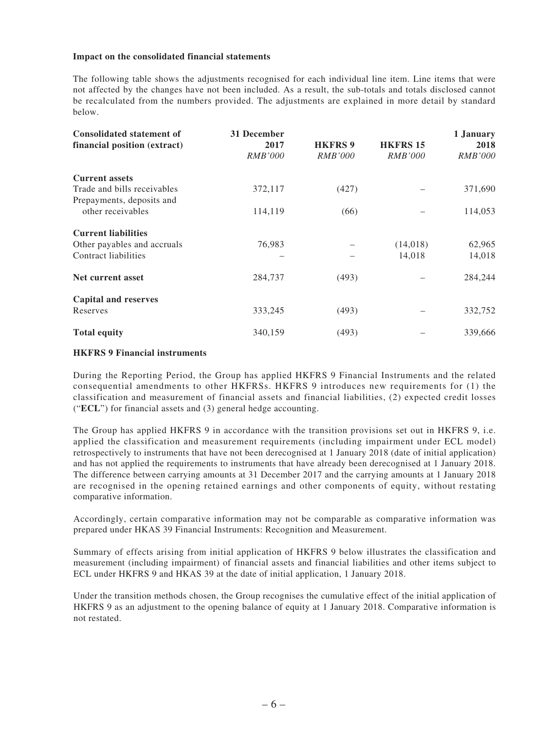**Impact on the consolidated financial statements**

The following table shows the adjustments recognised for each individual line item. Line items that were not affected by the changes have not been included. As a result, the sub-totals and totals disclosed cannot be recalculated from the numbers provided. The adjustments are explained in more detail by standard below.

| Consolidated statement of financial position (extract) | 31 December 2017 | HKFRS 9 | HKFRS 15 | 1 January 2018 |
|---|---|---|---|---|
| | *RMB'000* | *RMB'000* | *RMB'000* | *RMB'000* |
| **Current assets** | | | | |
| Trade and bills receivables | 372,117 | (427) | – | 371,690 |
| Prepayments, deposits and other receivables | 114,119 | (66) | – | 114,053 |
| **Current liabilities** | | | | |
| Other payables and accruals | 76,983 | – | (14,018) | 62,965 |
| Contract liabilities | – | – | 14,018 | 14,018 |
| **Net current asset** | 284,737 | (493) | – | 284,244 |
| **Capital and reserves** | | | | |
| Reserves | 333,245 | (493) | – | 332,752 |
| **Total equity** | 340,159 | (493) | – | 339,666 |

**HKFRS 9 Financial instruments**

During the Reporting Period, the Group has applied HKFRS 9 Financial Instruments and the related consequential amendments to other HKFRSs. HKFRS 9 introduces new requirements for (1) the classification and measurement of financial assets and financial liabilities, (2) expected credit losses ("**ECL**") for financial assets and (3) general hedge accounting.

The Group has applied HKFRS 9 in accordance with the transition provisions set out in HKFRS 9, i.e. applied the classification and measurement requirements (including impairment under ECL model) retrospectively to instruments that have not been derecognised at 1 January 2018 (date of initial application) and has not applied the requirements to instruments that have already been derecognised at 1 January 2018. The difference between carrying amounts at 31 December 2017 and the carrying amounts at 1 January 2018 are recognised in the opening retained earnings and other components of equity, without restating comparative information.

Accordingly, certain comparative information may not be comparable as comparative information was prepared under HKAS 39 Financial Instruments: Recognition and Measurement.

Summary of effects arising from initial application of HKFRS 9 below illustrates the classification and measurement (including impairment) of financial assets and financial liabilities and other items subject to ECL under HKFRS 9 and HKAS 39 at the date of initial application, 1 January 2018.

Under the transition methods chosen, the Group recognises the cumulative effect of the initial application of HKFRS 9 as an adjustment to the opening balance of equity at 1 January 2018. Comparative information is not restated.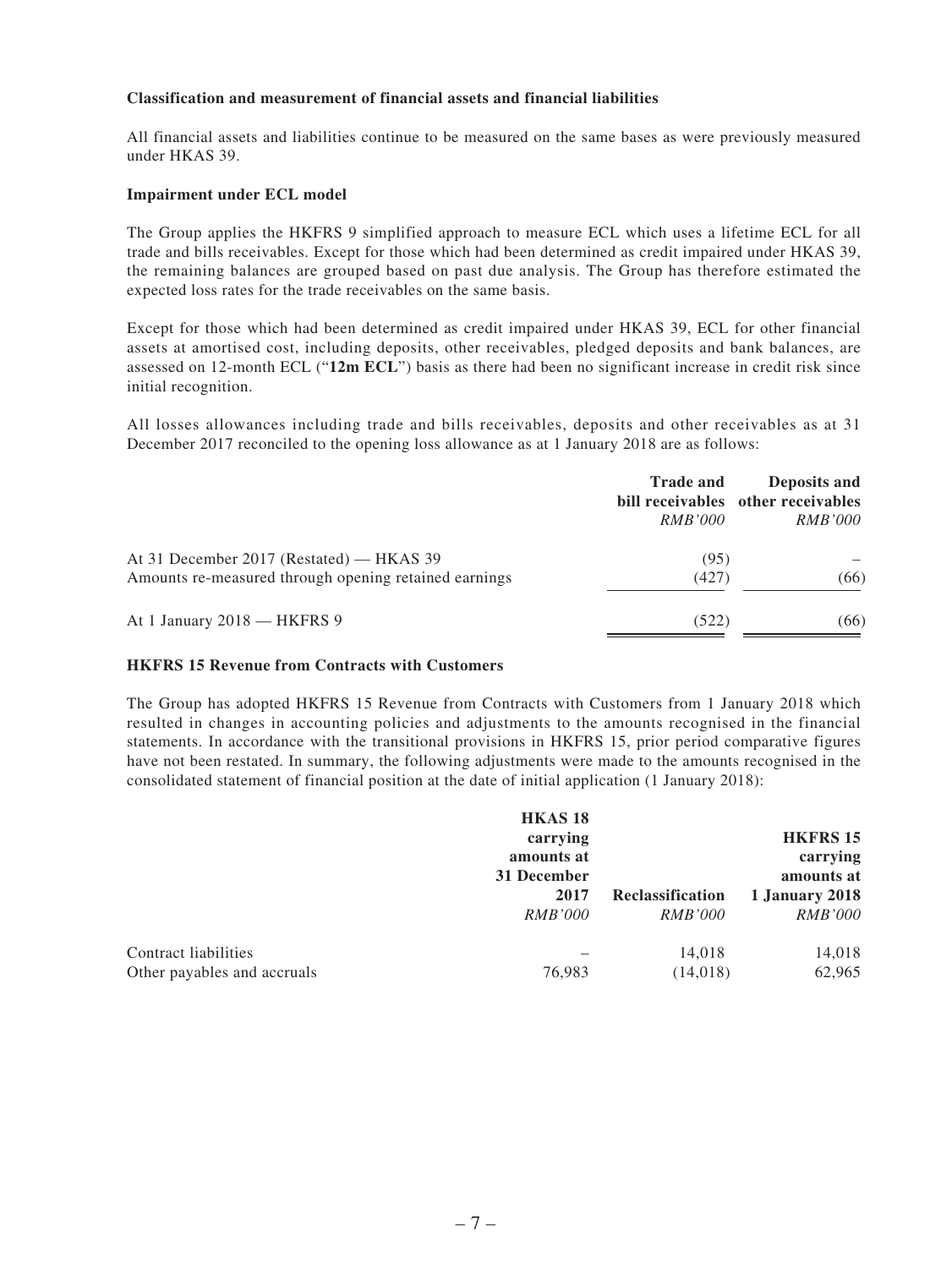**Classification and measurement of financial assets and financial liabilities**

All financial assets and liabilities continue to be measured on the same bases as were previously measured under HKAS 39.

**Impairment under ECL model**

The Group applies the HKFRS 9 simplified approach to measure ECL which uses a lifetime ECL for all trade and bills receivables. Except for those which had been determined as credit impaired under HKAS 39, the remaining balances are grouped based on past due analysis. The Group has therefore estimated the expected loss rates for the trade receivables on the same basis.

Except for those which had been determined as credit impaired under HKAS 39, ECL for other financial assets at amortised cost, including deposits, other receivables, pledged deposits and bank balances, are assessed on 12-month ECL ("**12m ECL**") basis as there had been no significant increase in credit risk since initial recognition.

All losses allowances including trade and bills receivables, deposits and other receivables as at 31 December 2017 reconciled to the opening loss allowance as at 1 January 2018 are as follows:

| | **Trade and bill receivables** *RMB'000* | **Deposits and other receivables** *RMB'000* |
|---|---|---|
| At 31 December 2017 (Restated) — HKAS 39 | (95) | – |
| Amounts re-measured through opening retained earnings | (427) | (66) |
| At 1 January 2018 — HKFRS 9 | (522) | (66) |

**HKFRS 15 Revenue from Contracts with Customers**

The Group has adopted HKFRS 15 Revenue from Contracts with Customers from 1 January 2018 which resulted in changes in accounting policies and adjustments to the amounts recognised in the financial statements. In accordance with the transitional provisions in HKFRS 15, prior period comparative figures have not been restated. In summary, the following adjustments were made to the amounts recognised in the consolidated statement of financial position at the date of initial application (1 January 2018):

| | **HKAS 18 carrying amounts at 31 December 2017** *RMB'000* | **Reclassification** *RMB'000* | **HKFRS 15 carrying amounts at 1 January 2018** *RMB'000* |
|---|---|---|---|
| Contract liabilities | – | 14,018 | 14,018 |
| Other payables and accruals | 76,983 | (14,018) | 62,965 |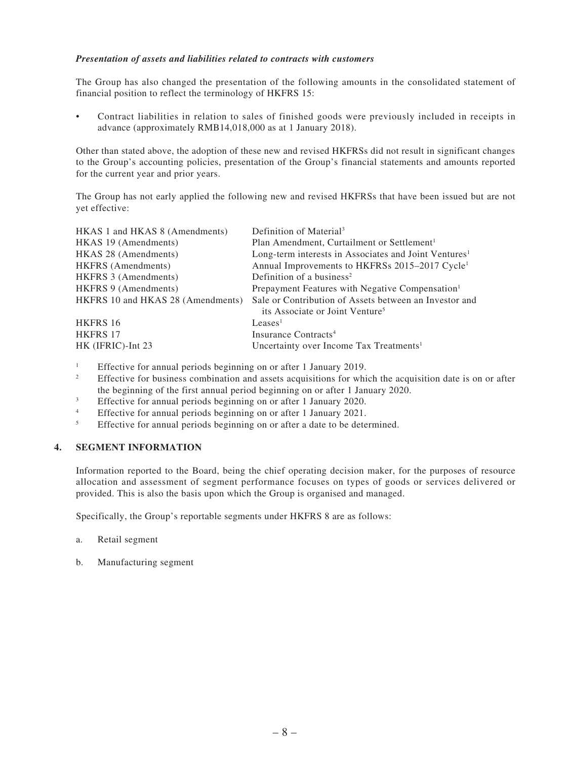***Presentation of assets and liabilities related to contracts with customers***

The Group has also changed the presentation of the following amounts in the consolidated statement of financial position to reflect the terminology of HKFRS 15:

- Contract liabilities in relation to sales of finished goods were previously included in receipts in advance (approximately RMB14,018,000 as at 1 January 2018).

Other than stated above, the adoption of these new and revised HKFRSs did not result in significant changes to the Group's accounting policies, presentation of the Group's financial statements and amounts reported for the current year and prior years.

The Group has not early applied the following new and revised HKFRSs that have been issued but are not yet effective:

| | |
|---|---|
| HKAS 1 and HKAS 8 (Amendments) | Definition of Material[3] |
| HKAS 19 (Amendments) | Plan Amendment, Curtailment or Settlement[1] |
| HKAS 28 (Amendments) | Long-term interests in Associates and Joint Ventures[1] |
| HKFRS (Amendments) | Annual Improvements to HKFRSs 2015–2017 Cycle[1] |
| HKFRS 3 (Amendments) | Definition of a business[2] |
| HKFRS 9 (Amendments) | Prepayment Features with Negative Compensation[1] |
| HKFRS 10 and HKAS 28 (Amendments) | Sale or Contribution of Assets between an Investor and its Associate or Joint Venture[5] |
| HKFRS 16 | Leases[1] |
| HKFRS 17 | Insurance Contracts[4] |
| HK (IFRIC)-Int 23 | Uncertainty over Income Tax Treatments[1] |

[1] Effective for annual periods beginning on or after 1 January 2019.

[2] Effective for business combination and assets acquisitions for which the acquisition date is on or after the beginning of the first annual period beginning on or after 1 January 2020.

[3] Effective for annual periods beginning on or after 1 January 2020.

[4] Effective for annual periods beginning on or after 1 January 2021.

[5] Effective for annual periods beginning on or after a date to be determined.

## 4. SEGMENT INFORMATION

Information reported to the Board, being the chief operating decision maker, for the purposes of resource allocation and assessment of segment performance focuses on types of goods or services delivered or provided. This is also the basis upon which the Group is organised and managed.

Specifically, the Group's reportable segments under HKFRS 8 are as follows:

a. Retail segment

b. Manufacturing segment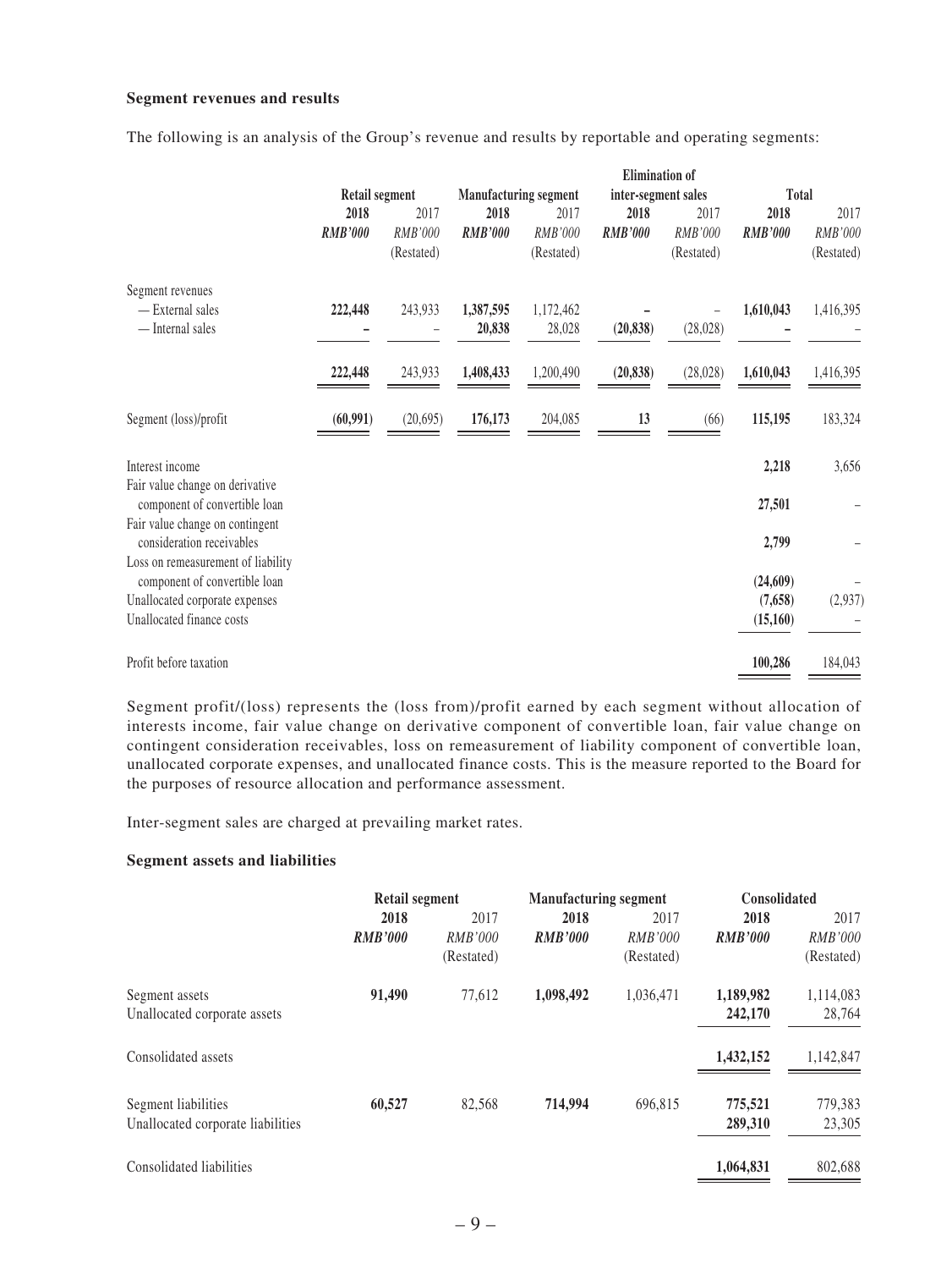**Segment revenues and results**

The following is an analysis of the Group's revenue and results by reportable and operating segments:

| | Retail segment | | Manufacturing segment | | Elimination of inter-segment sales | | Total | |
|---|---|---|---|---|---|---|---|---|
| | **2018** | 2017 | **2018** | 2017 | **2018** | 2017 | **2018** | 2017 |
| | ***RMB'000*** | *RMB'000* | ***RMB'000*** | *RMB'000* | ***RMB'000*** | *RMB'000* | ***RMB'000*** | *RMB'000* |
| | | (Restated) | | (Restated) | | (Restated) | | (Restated) |
| Segment revenues | | | | | | | | |
| — External sales | **222,448** | 243,933 | **1,387,595** | 1,172,462 | **–** | – | **1,610,043** | 1,416,395 |
| — Internal sales | **–** | – | **20,838** | 28,028 | **(20,838)** | (28,028) | **–** | – |
| | **222,448** | 243,933 | **1,408,433** | 1,200,490 | **(20,838)** | (28,028) | **1,610,043** | 1,416,395 |
| Segment (loss)/profit | **(60,991)** | (20,695) | **176,173** | 204,085 | **13** | (66) | **115,195** | 183,324 |
| Interest income | | | | | | | **2,218** | 3,656 |
| Fair value change on derivative component of convertible loan | | | | | | | **27,501** | – |
| Fair value change on contingent consideration receivables | | | | | | | **2,799** | – |
| Loss on remeasurement of liability component of convertible loan | | | | | | | **(24,609)** | – |
| Unallocated corporate expenses | | | | | | | **(7,658)** | (2,937) |
| Unallocated finance costs | | | | | | | **(15,160)** | – |
| Profit before taxation | | | | | | | **100,286** | 184,043 |

Segment profit/(loss) represents the (loss from)/profit earned by each segment without allocation of interests income, fair value change on derivative component of convertible loan, fair value change on contingent consideration receivables, loss on remeasurement of liability component of convertible loan, unallocated corporate expenses, and unallocated finance costs. This is the measure reported to the Board for the purposes of resource allocation and performance assessment.

Inter-segment sales are charged at prevailing market rates.

**Segment assets and liabilities**

| | Retail segment | | Manufacturing segment | | Consolidated | |
|---|---|---|---|---|---|---|
| | **2018** | 2017 | **2018** | 2017 | **2018** | 2017 |
| | ***RMB'000*** | *RMB'000* | ***RMB'000*** | *RMB'000* | ***RMB'000*** | *RMB'000* |
| | | (Restated) | | (Restated) | | (Restated) |
| Segment assets | **91,490** | 77,612 | **1,098,492** | 1,036,471 | **1,189,982** | 1,114,083 |
| Unallocated corporate assets | | | | | **242,170** | 28,764 |
| Consolidated assets | | | | | **1,432,152** | 1,142,847 |
| Segment liabilities | **60,527** | 82,568 | **714,994** | 696,815 | **775,521** | 779,383 |
| Unallocated corporate liabilities | | | | | **289,310** | 23,305 |
| Consolidated liabilities | | | | | **1,064,831** | 802,688 |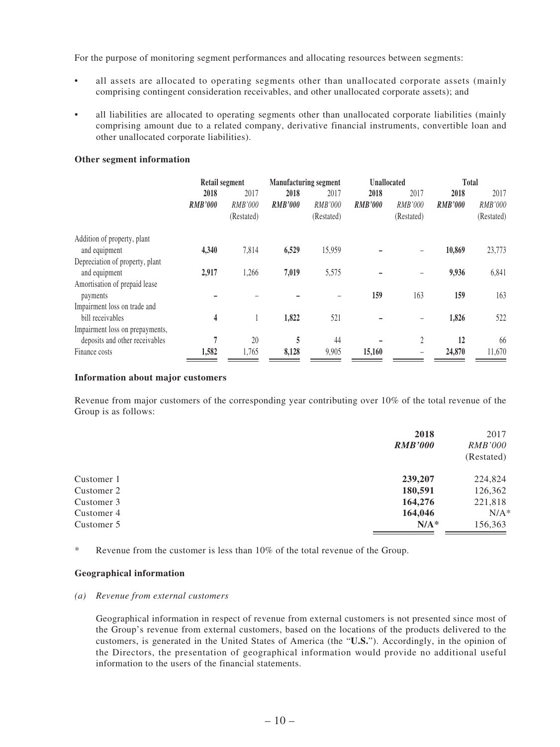For the purpose of monitoring segment performances and allocating resources between segments:

- all assets are allocated to operating segments other than unallocated corporate assets (mainly comprising contingent consideration receivables, and other unallocated corporate assets); and
- all liabilities are allocated to operating segments other than unallocated corporate liabilities (mainly comprising amount due to a related company, derivative financial instruments, convertible loan and other unallocated corporate liabilities).

**Other segment information**

| | Retail segment | | Manufacturing segment | | Unallocated | | Total | |
|---|---|---|---|---|---|---|---|---|
| | **2018** | 2017 | **2018** | 2017 | **2018** | 2017 | **2018** | 2017 |
| | ***RMB'000*** | *RMB'000* | ***RMB'000*** | *RMB'000* | ***RMB'000*** | *RMB'000* | ***RMB'000*** | *RMB'000* |
| | | (Restated) | | (Restated) | | (Restated) | | (Restated) |
| Addition of property, plant and equipment | **4,340** | 7,814 | **6,529** | 15,959 | **–** | – | **10,869** | 23,773 |
| Depreciation of property, plant and equipment | **2,917** | 1,266 | **7,019** | 5,575 | **–** | – | **9,936** | 6,841 |
| Amortisation of prepaid lease payments | **–** | – | **–** | – | **159** | 163 | **159** | 163 |
| Impairment loss on trade and bill receivables | **4** | 1 | **1,822** | 521 | **–** | – | **1,826** | 522 |
| Impairment loss on prepayments, deposits and other receivables | **7** | 20 | **5** | 44 | **–** | 2 | **12** | 66 |
| Finance costs | **1,582** | 1,765 | **8,128** | 9,905 | **15,160** | – | **24,870** | 11,670 |

**Information about major customers**

Revenue from major customers of the corresponding year contributing over 10% of the total revenue of the Group is as follows:

| | 2018 | 2017 |
|---|---|---|
| | ***RMB'000*** | *RMB'000* |
| | | (Restated) |
| Customer 1 | **239,207** | 224,824 |
| Customer 2 | **180,591** | 126,362 |
| Customer 3 | **164,276** | 221,818 |
| Customer 4 | **164,046** | N/A* |
| Customer 5 | **N/A*** | 156,363 |

\* Revenue from the customer is less than 10% of the total revenue of the Group.

**Geographical information**

*(a) Revenue from external customers*

Geographical information in respect of revenue from external customers is not presented since most of the Group's revenue from external customers, based on the locations of the products delivered to the customers, is generated in the United States of America (the "**U.S.**"). Accordingly, in the opinion of the Directors, the presentation of geographical information would provide no additional useful information to the users of the financial statements.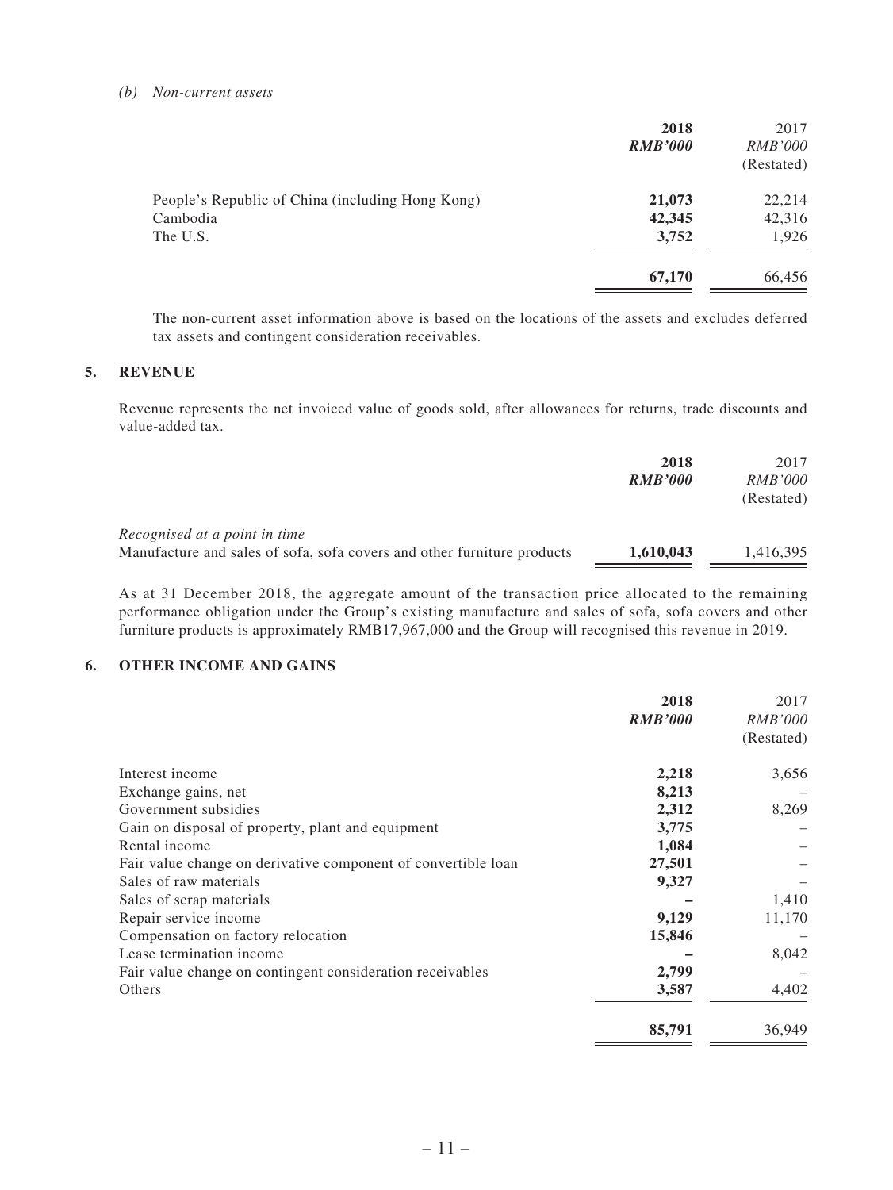*(b) Non-current assets*

| | 2018 | 2017 |
|---|---|---|
| | ***RMB'000*** | *RMB'000* |
| | | (Restated) |
| People's Republic of China (including Hong Kong) | **21,073** | 22,214 |
| Cambodia | **42,345** | 42,316 |
| The U.S. | **3,752** | 1,926 |
| | **67,170** | 66,456 |

The non-current asset information above is based on the locations of the assets and excludes deferred tax assets and contingent consideration receivables.

## 5. REVENUE

Revenue represents the net invoiced value of goods sold, after allowances for returns, trade discounts and value-added tax.

| | 2018 | 2017 |
|---|---|---|
| | ***RMB'000*** | *RMB'000* |
| | | (Restated) |
| *Recognised at a point in time* | | |
| Manufacture and sales of sofa, sofa covers and other furniture products | **1,610,043** | 1,416,395 |

As at 31 December 2018, the aggregate amount of the transaction price allocated to the remaining performance obligation under the Group's existing manufacture and sales of sofa, sofa covers and other furniture products is approximately RMB17,967,000 and the Group will recognised this revenue in 2019.

## 6. OTHER INCOME AND GAINS

| | 2018 | 2017 |
|---|---|---|
| | ***RMB'000*** | *RMB'000* |
| | | (Restated) |
| Interest income | **2,218** | 3,656 |
| Exchange gains, net | **8,213** | – |
| Government subsidies | **2,312** | 8,269 |
| Gain on disposal of property, plant and equipment | **3,775** | – |
| Rental income | **1,084** | – |
| Fair value change on derivative component of convertible loan | **27,501** | – |
| Sales of raw materials | **9,327** | – |
| Sales of scrap materials | **–** | 1,410 |
| Repair service income | **9,129** | 11,170 |
| Compensation on factory relocation | **15,846** | – |
| Lease termination income | **–** | 8,042 |
| Fair value change on contingent consideration receivables | **2,799** | – |
| Others | **3,587** | 4,402 |
| | **85,791** | 36,949 |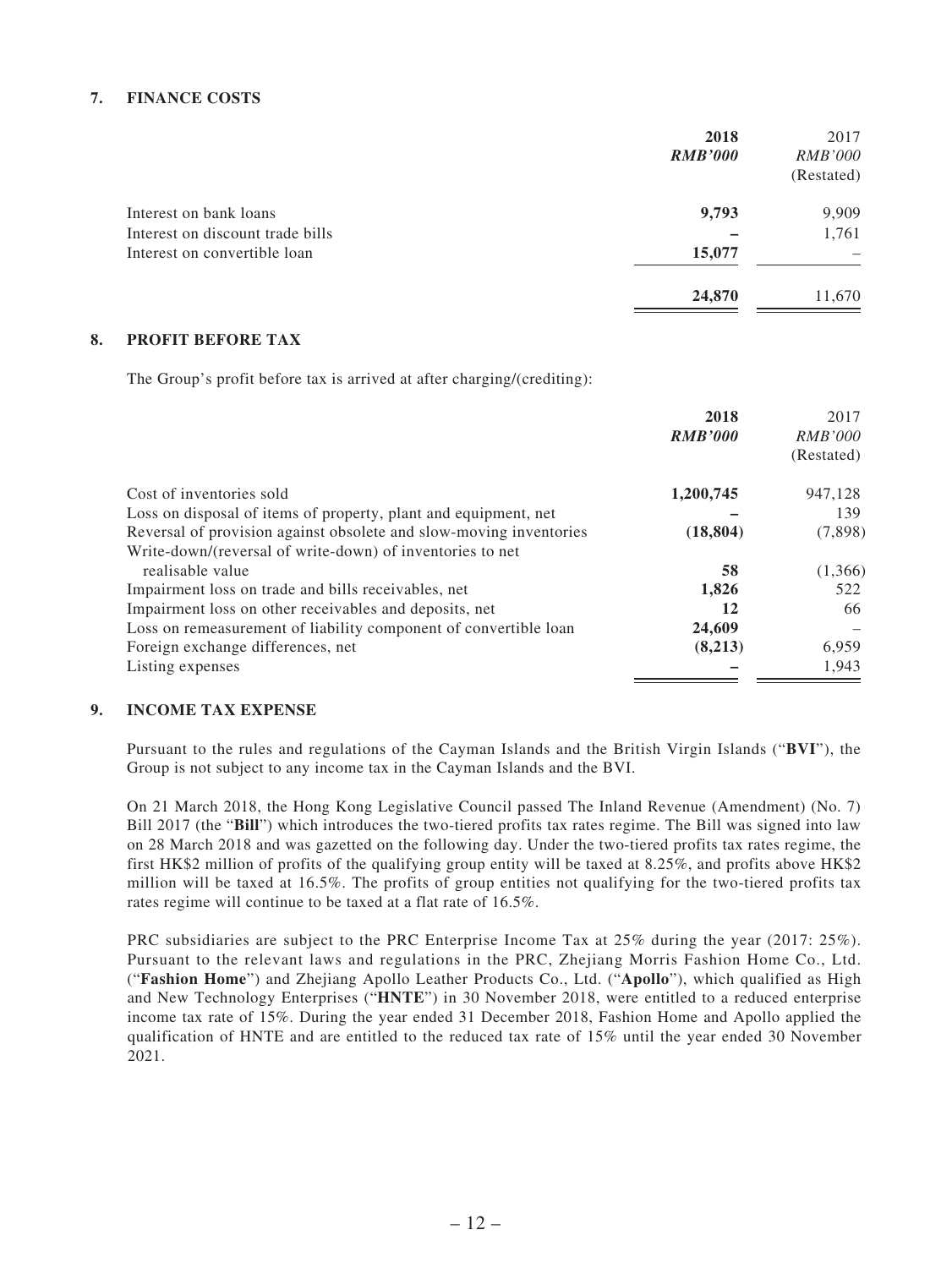## 7. FINANCE COSTS

| | 2018 | 2017 |
|---|---|---|
| | ***RMB'000*** | *RMB'000* |
| | | (Restated) |
| Interest on bank loans | **9,793** | 9,909 |
| Interest on discount trade bills | **–** | 1,761 |
| Interest on convertible loan | **15,077** | – |
| | **24,870** | 11,670 |

## 8. PROFIT BEFORE TAX

The Group's profit before tax is arrived at after charging/(crediting):

| | 2018 | 2017 |
|---|---|---|
| | ***RMB'000*** | *RMB'000* |
| | | (Restated) |
| Cost of inventories sold | **1,200,745** | 947,128 |
| Loss on disposal of items of property, plant and equipment, net | **–** | 139 |
| Reversal of provision against obsolete and slow-moving inventories | **(18,804)** | (7,898) |
| Write-down/(reversal of write-down) of inventories to net realisable value | **58** | (1,366) |
| Impairment loss on trade and bills receivables, net | **1,826** | 522 |
| Impairment loss on other receivables and deposits, net | **12** | 66 |
| Loss on remeasurement of liability component of convertible loan | **24,609** | – |
| Foreign exchange differences, net | **(8,213)** | 6,959 |
| Listing expenses | **–** | 1,943 |

## 9. INCOME TAX EXPENSE

Pursuant to the rules and regulations of the Cayman Islands and the British Virgin Islands ("**BVI**"), the Group is not subject to any income tax in the Cayman Islands and the BVI.

On 21 March 2018, the Hong Kong Legislative Council passed The Inland Revenue (Amendment) (No. 7) Bill 2017 (the "**Bill**") which introduces the two-tiered profits tax rates regime. The Bill was signed into law on 28 March 2018 and was gazetted on the following day. Under the two-tiered profits tax rates regime, the first HK$2 million of profits of the qualifying group entity will be taxed at 8.25%, and profits above HK$2 million will be taxed at 16.5%. The profits of group entities not qualifying for the two-tiered profits tax rates regime will continue to be taxed at a flat rate of 16.5%.

PRC subsidiaries are subject to the PRC Enterprise Income Tax at 25% during the year (2017: 25%). Pursuant to the relevant laws and regulations in the PRC, Zhejiang Morris Fashion Home Co., Ltd. ("**Fashion Home**") and Zhejiang Apollo Leather Products Co., Ltd. ("**Apollo**"), which qualified as High and New Technology Enterprises ("**HNTE**") in 30 November 2018, were entitled to a reduced enterprise income tax rate of 15%. During the year ended 31 December 2018, Fashion Home and Apollo applied the qualification of HNTE and are entitled to the reduced tax rate of 15% until the year ended 30 November 2021.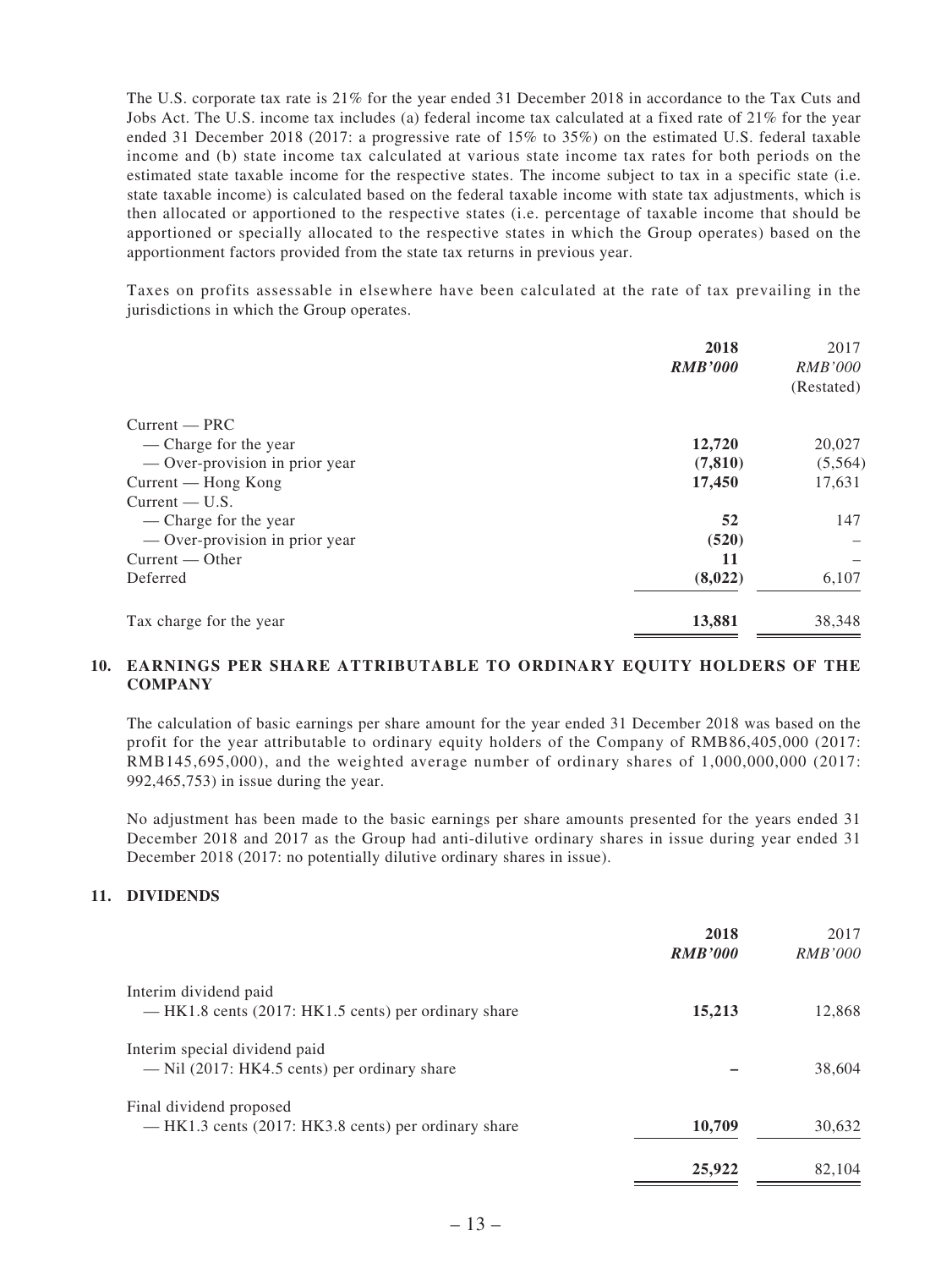The U.S. corporate tax rate is 21% for the year ended 31 December 2018 in accordance to the Tax Cuts and Jobs Act. The U.S. income tax includes (a) federal income tax calculated at a fixed rate of 21% for the year ended 31 December 2018 (2017: a progressive rate of 15% to 35%) on the estimated U.S. federal taxable income and (b) state income tax calculated at various state income tax rates for both periods on the estimated state taxable income for the respective states. The income subject to tax in a specific state (i.e. state taxable income) is calculated based on the federal taxable income with state tax adjustments, which is then allocated or apportioned to the respective states (i.e. percentage of taxable income that should be apportioned or specially allocated to the respective states in which the Group operates) based on the apportionment factors provided from the state tax returns in previous year.

Taxes on profits assessable in elsewhere have been calculated at the rate of tax prevailing in the jurisdictions in which the Group operates.

| | **2018** | 2017 |
|---|---|---|
| | ***RMB'000*** | *RMB'000* |
| | | (Restated) |
| Current — PRC | | |
| — Charge for the year | **12,720** | 20,027 |
| — Over-provision in prior year | **(7,810)** | (5,564) |
| Current — Hong Kong | **17,450** | 17,631 |
| Current — U.S. | | |
| — Charge for the year | **52** | 147 |
| — Over-provision in prior year | **(520)** | – |
| Current — Other | **11** | – |
| Deferred | **(8,022)** | 6,107 |
| Tax charge for the year | **13,881** | 38,348 |

## 10. EARNINGS PER SHARE ATTRIBUTABLE TO ORDINARY EQUITY HOLDERS OF THE COMPANY

The calculation of basic earnings per share amount for the year ended 31 December 2018 was based on the profit for the year attributable to ordinary equity holders of the Company of RMB86,405,000 (2017: RMB145,695,000), and the weighted average number of ordinary shares of 1,000,000,000 (2017: 992,465,753) in issue during the year.

No adjustment has been made to the basic earnings per share amounts presented for the years ended 31 December 2018 and 2017 as the Group had anti-dilutive ordinary shares in issue during year ended 31 December 2018 (2017: no potentially dilutive ordinary shares in issue).

## 11. DIVIDENDS

| | **2018** | 2017 |
|---|---|---|
| | ***RMB'000*** | *RMB'000* |
| Interim dividend paid<br>— HK1.8 cents (2017: HK1.5 cents) per ordinary share | **15,213** | 12,868 |
| Interim special dividend paid<br>— Nil (2017: HK4.5 cents) per ordinary share | **–** | 38,604 |
| Final dividend proposed<br>— HK1.3 cents (2017: HK3.8 cents) per ordinary share | **10,709** | 30,632 |
| | **25,922** | 82,104 |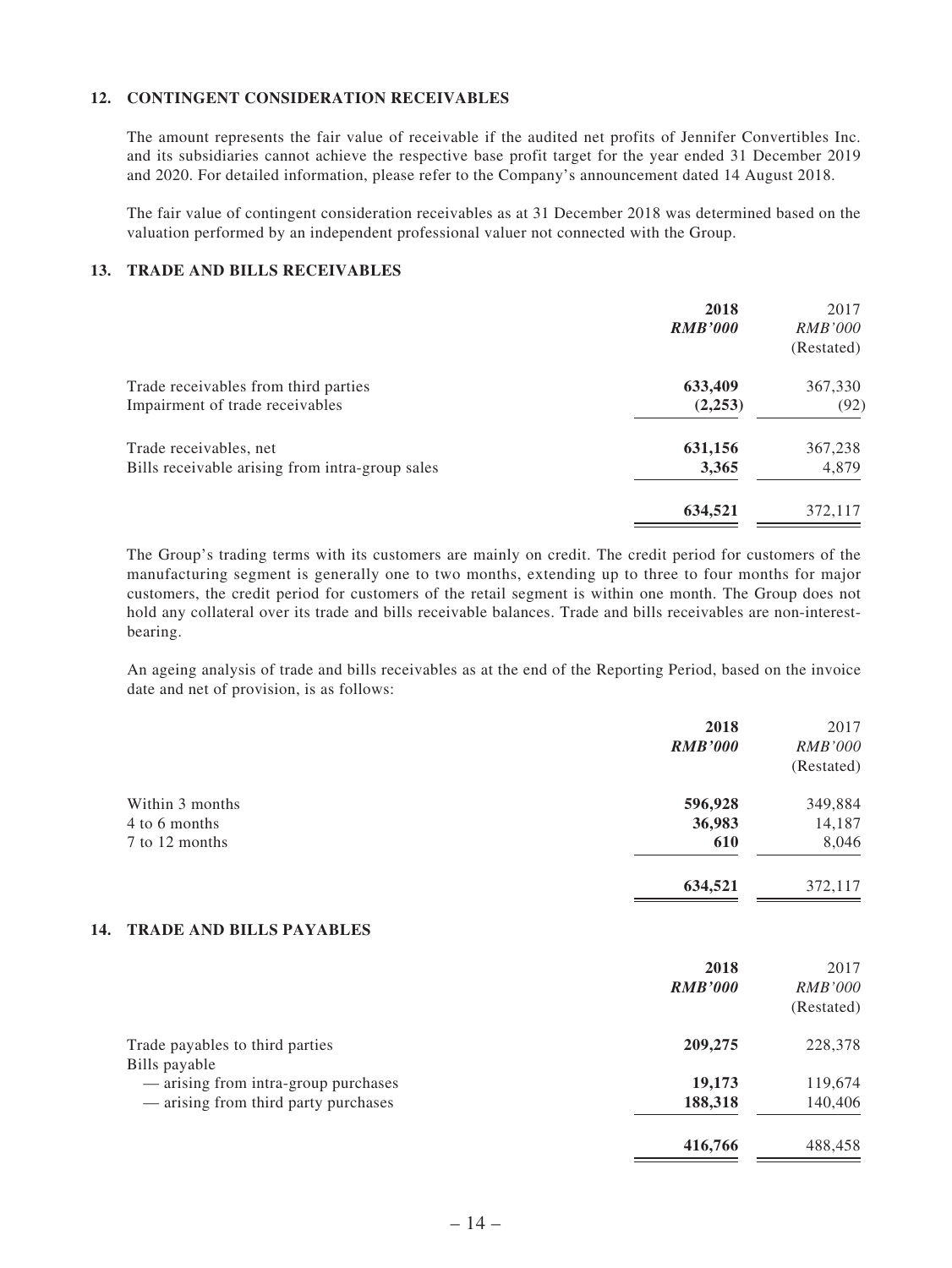## 12. CONTINGENT CONSIDERATION RECEIVABLES

The amount represents the fair value of receivable if the audited net profits of Jennifer Convertibles Inc. and its subsidiaries cannot achieve the respective base profit target for the year ended 31 December 2019 and 2020. For detailed information, please refer to the Company's announcement dated 14 August 2018.

The fair value of contingent consideration receivables as at 31 December 2018 was determined based on the valuation performed by an independent professional valuer not connected with the Group.

## 13. TRADE AND BILLS RECEIVABLES

| | **2018** | 2017 |
|---|---|---|
| | ***RMB'000*** | *RMB'000* |
| | | (Restated) |
| Trade receivables from third parties | **633,409** | 367,330 |
| Impairment of trade receivables | **(2,253)** | (92) |
| Trade receivables, net | **631,156** | 367,238 |
| Bills receivable arising from intra-group sales | **3,365** | 4,879 |
| | **634,521** | 372,117 |

The Group's trading terms with its customers are mainly on credit. The credit period for customers of the manufacturing segment is generally one to two months, extending up to three to four months for major customers, the credit period for customers of the retail segment is within one month. The Group does not hold any collateral over its trade and bills receivable balances. Trade and bills receivables are non-interest-bearing.

An ageing analysis of trade and bills receivables as at the end of the Reporting Period, based on the invoice date and net of provision, is as follows:

| | **2018** | 2017 |
|---|---|---|
| | ***RMB'000*** | *RMB'000* |
| | | (Restated) |
| Within 3 months | **596,928** | 349,884 |
| 4 to 6 months | **36,983** | 14,187 |
| 7 to 12 months | **610** | 8,046 |
| | **634,521** | 372,117 |

## 14. TRADE AND BILLS PAYABLES

| | **2018** | 2017 |
|---|---|---|
| | ***RMB'000*** | *RMB'000* |
| | | (Restated) |
| Trade payables to third parties | **209,275** | 228,378 |
| Bills payable | | |
| — arising from intra-group purchases | **19,173** | 119,674 |
| — arising from third party purchases | **188,318** | 140,406 |
| | **416,766** | 488,458 |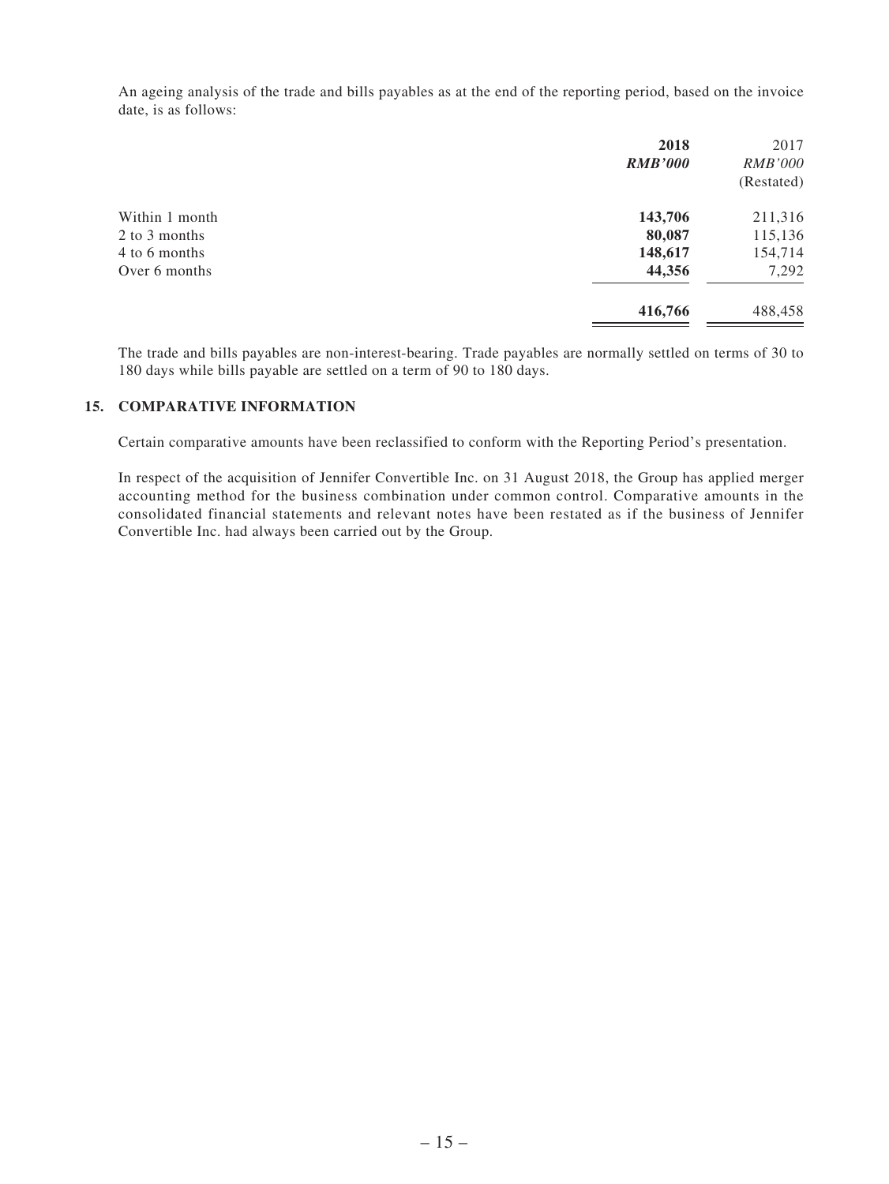An ageing analysis of the trade and bills payables as at the end of the reporting period, based on the invoice date, is as follows:

| | **2018** | 2017 |
|---|---|---|
| | ***RMB'000*** | *RMB'000* |
| | | (Restated) |
| Within 1 month | **143,706** | 211,316 |
| 2 to 3 months | **80,087** | 115,136 |
| 4 to 6 months | **148,617** | 154,714 |
| Over 6 months | **44,356** | 7,292 |
| | **416,766** | 488,458 |

The trade and bills payables are non-interest-bearing. Trade payables are normally settled on terms of 30 to 180 days while bills payable are settled on a term of 90 to 180 days.

### 15. COMPARATIVE INFORMATION

Certain comparative amounts have been reclassified to conform with the Reporting Period's presentation.

In respect of the acquisition of Jennifer Convertible Inc. on 31 August 2018, the Group has applied merger accounting method for the business combination under common control. Comparative amounts in the consolidated financial statements and relevant notes have been restated as if the business of Jennifer Convertible Inc. had always been carried out by the Group.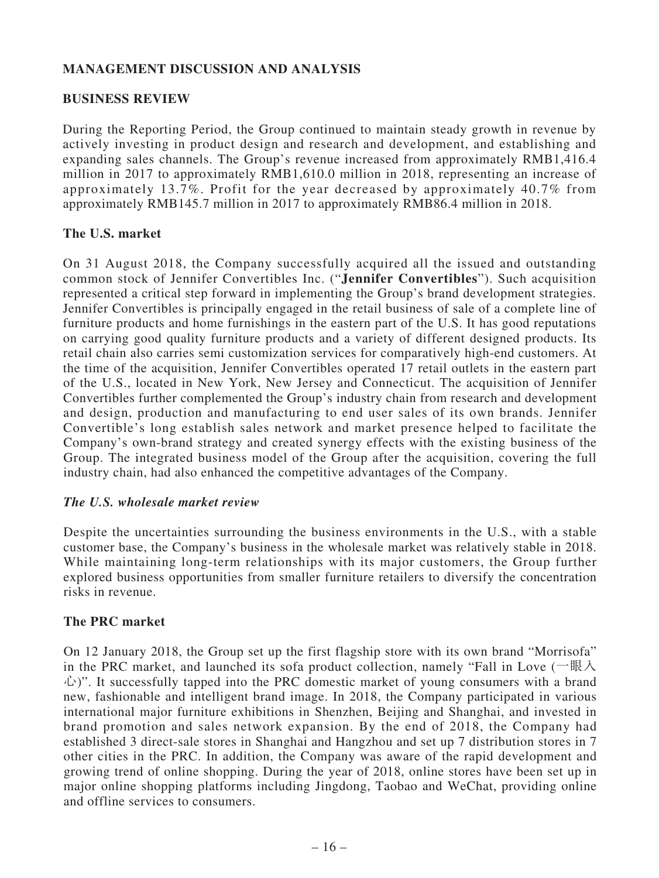## MANAGEMENT DISCUSSION AND ANALYSIS

### BUSINESS REVIEW

During the Reporting Period, the Group continued to maintain steady growth in revenue by actively investing in product design and research and development, and establishing and expanding sales channels. The Group's revenue increased from approximately RMB1,416.4 million in 2017 to approximately RMB1,610.0 million in 2018, representing an increase of approximately 13.7%. Profit for the year decreased by approximately 40.7% from approximately RMB145.7 million in 2017 to approximately RMB86.4 million in 2018.

### The U.S. market

On 31 August 2018, the Company successfully acquired all the issued and outstanding common stock of Jennifer Convertibles Inc. ("**Jennifer Convertibles**"). Such acquisition represented a critical step forward in implementing the Group's brand development strategies. Jennifer Convertibles is principally engaged in the retail business of sale of a complete line of furniture products and home furnishings in the eastern part of the U.S. It has good reputations on carrying good quality furniture products and a variety of different designed products. Its retail chain also carries semi customization services for comparatively high-end customers. At the time of the acquisition, Jennifer Convertibles operated 17 retail outlets in the eastern part of the U.S., located in New York, New Jersey and Connecticut. The acquisition of Jennifer Convertibles further complemented the Group's industry chain from research and development and design, production and manufacturing to end user sales of its own brands. Jennifer Convertible's long establish sales network and market presence helped to facilitate the Company's own-brand strategy and created synergy effects with the existing business of the Group. The integrated business model of the Group after the acquisition, covering the full industry chain, had also enhanced the competitive advantages of the Company.

#### *The U.S. wholesale market review*

Despite the uncertainties surrounding the business environments in the U.S., with a stable customer base, the Company's business in the wholesale market was relatively stable in 2018. While maintaining long-term relationships with its major customers, the Group further explored business opportunities from smaller furniture retailers to diversify the concentration risks in revenue.

### The PRC market

On 12 January 2018, the Group set up the first flagship store with its own brand "Morrisofa" in the PRC market, and launched its sofa product collection, namely "Fall in Love (一眼入心)". It successfully tapped into the PRC domestic market of young consumers with a brand new, fashionable and intelligent brand image. In 2018, the Company participated in various international major furniture exhibitions in Shenzhen, Beijing and Shanghai, and invested in brand promotion and sales network expansion. By the end of 2018, the Company had established 3 direct-sale stores in Shanghai and Hangzhou and set up 7 distribution stores in 7 other cities in the PRC. In addition, the Company was aware of the rapid development and growing trend of online shopping. During the year of 2018, online stores have been set up in major online shopping platforms including Jingdong, Taobao and WeChat, providing online and offline services to consumers.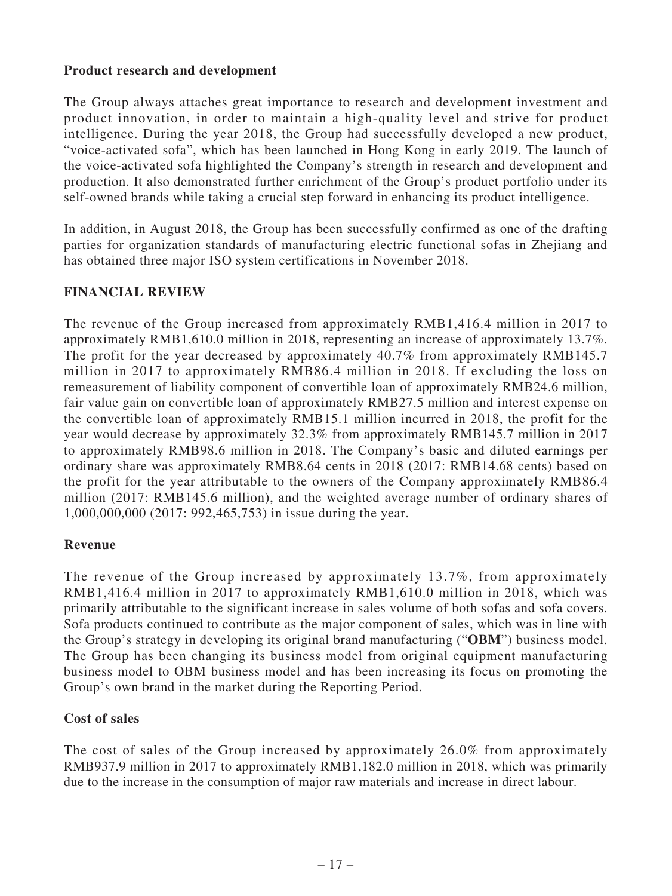**Product research and development**

The Group always attaches great importance to research and development investment and product innovation, in order to maintain a high-quality level and strive for product intelligence. During the year 2018, the Group had successfully developed a new product, "voice-activated sofa", which has been launched in Hong Kong in early 2019. The launch of the voice-activated sofa highlighted the Company's strength in research and development and production. It also demonstrated further enrichment of the Group's product portfolio under its self-owned brands while taking a crucial step forward in enhancing its product intelligence.

In addition, in August 2018, the Group has been successfully confirmed as one of the drafting parties for organization standards of manufacturing electric functional sofas in Zhejiang and has obtained three major ISO system certifications in November 2018.

## FINANCIAL REVIEW

The revenue of the Group increased from approximately RMB1,416.4 million in 2017 to approximately RMB1,610.0 million in 2018, representing an increase of approximately 13.7%. The profit for the year decreased by approximately 40.7% from approximately RMB145.7 million in 2017 to approximately RMB86.4 million in 2018. If excluding the loss on remeasurement of liability component of convertible loan of approximately RMB24.6 million, fair value gain on convertible loan of approximately RMB27.5 million and interest expense on the convertible loan of approximately RMB15.1 million incurred in 2018, the profit for the year would decrease by approximately 32.3% from approximately RMB145.7 million in 2017 to approximately RMB98.6 million in 2018. The Company's basic and diluted earnings per ordinary share was approximately RMB8.64 cents in 2018 (2017: RMB14.68 cents) based on the profit for the year attributable to the owners of the Company approximately RMB86.4 million (2017: RMB145.6 million), and the weighted average number of ordinary shares of 1,000,000,000 (2017: 992,465,753) in issue during the year.

**Revenue**

The revenue of the Group increased by approximately 13.7%, from approximately RMB1,416.4 million in 2017 to approximately RMB1,610.0 million in 2018, which was primarily attributable to the significant increase in sales volume of both sofas and sofa covers. Sofa products continued to contribute as the major component of sales, which was in line with the Group's strategy in developing its original brand manufacturing ("**OBM**") business model. The Group has been changing its business model from original equipment manufacturing business model to OBM business model and has been increasing its focus on promoting the Group's own brand in the market during the Reporting Period.

**Cost of sales**

The cost of sales of the Group increased by approximately 26.0% from approximately RMB937.9 million in 2017 to approximately RMB1,182.0 million in 2018, which was primarily due to the increase in the consumption of major raw materials and increase in direct labour.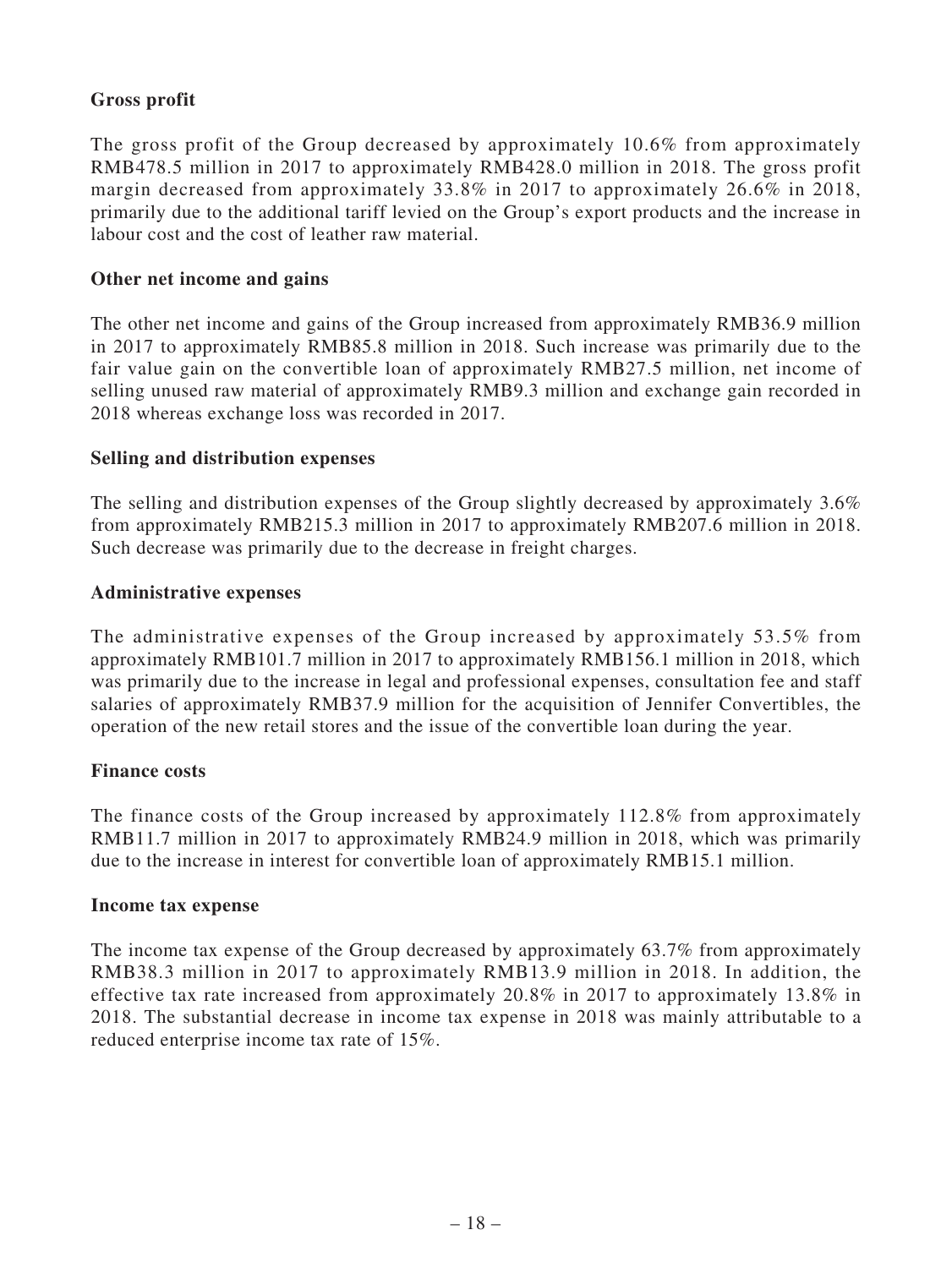**Gross profit**

The gross profit of the Group decreased by approximately 10.6% from approximately RMB478.5 million in 2017 to approximately RMB428.0 million in 2018. The gross profit margin decreased from approximately 33.8% in 2017 to approximately 26.6% in 2018, primarily due to the additional tariff levied on the Group's export products and the increase in labour cost and the cost of leather raw material.

**Other net income and gains**

The other net income and gains of the Group increased from approximately RMB36.9 million in 2017 to approximately RMB85.8 million in 2018. Such increase was primarily due to the fair value gain on the convertible loan of approximately RMB27.5 million, net income of selling unused raw material of approximately RMB9.3 million and exchange gain recorded in 2018 whereas exchange loss was recorded in 2017.

**Selling and distribution expenses**

The selling and distribution expenses of the Group slightly decreased by approximately 3.6% from approximately RMB215.3 million in 2017 to approximately RMB207.6 million in 2018. Such decrease was primarily due to the decrease in freight charges.

**Administrative expenses**

The administrative expenses of the Group increased by approximately 53.5% from approximately RMB101.7 million in 2017 to approximately RMB156.1 million in 2018, which was primarily due to the increase in legal and professional expenses, consultation fee and staff salaries of approximately RMB37.9 million for the acquisition of Jennifer Convertibles, the operation of the new retail stores and the issue of the convertible loan during the year.

**Finance costs**

The finance costs of the Group increased by approximately 112.8% from approximately RMB11.7 million in 2017 to approximately RMB24.9 million in 2018, which was primarily due to the increase in interest for convertible loan of approximately RMB15.1 million.

**Income tax expense**

The income tax expense of the Group decreased by approximately 63.7% from approximately RMB38.3 million in 2017 to approximately RMB13.9 million in 2018. In addition, the effective tax rate increased from approximately 20.8% in 2017 to approximately 13.8% in 2018. The substantial decrease in income tax expense in 2018 was mainly attributable to a reduced enterprise income tax rate of 15%.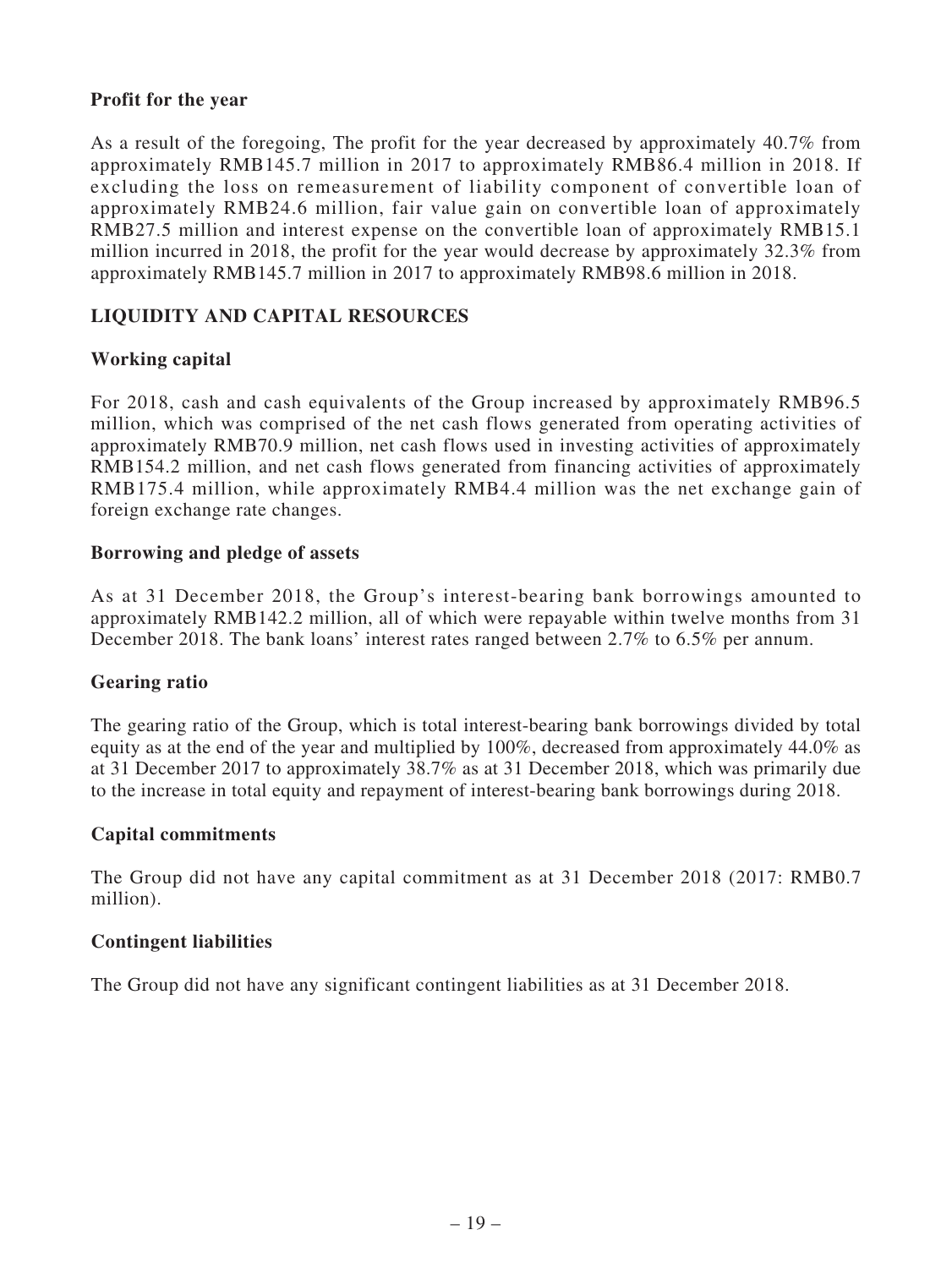**Profit for the year**

As a result of the foregoing, The profit for the year decreased by approximately 40.7% from approximately RMB145.7 million in 2017 to approximately RMB86.4 million in 2018. If excluding the loss on remeasurement of liability component of convertible loan of approximately RMB24.6 million, fair value gain on convertible loan of approximately RMB27.5 million and interest expense on the convertible loan of approximately RMB15.1 million incurred in 2018, the profit for the year would decrease by approximately 32.3% from approximately RMB145.7 million in 2017 to approximately RMB98.6 million in 2018.

## LIQUIDITY AND CAPITAL RESOURCES

**Working capital**

For 2018, cash and cash equivalents of the Group increased by approximately RMB96.5 million, which was comprised of the net cash flows generated from operating activities of approximately RMB70.9 million, net cash flows used in investing activities of approximately RMB154.2 million, and net cash flows generated from financing activities of approximately RMB175.4 million, while approximately RMB4.4 million was the net exchange gain of foreign exchange rate changes.

**Borrowing and pledge of assets**

As at 31 December 2018, the Group's interest-bearing bank borrowings amounted to approximately RMB142.2 million, all of which were repayable within twelve months from 31 December 2018. The bank loans' interest rates ranged between 2.7% to 6.5% per annum.

**Gearing ratio**

The gearing ratio of the Group, which is total interest-bearing bank borrowings divided by total equity as at the end of the year and multiplied by 100%, decreased from approximately 44.0% as at 31 December 2017 to approximately 38.7% as at 31 December 2018, which was primarily due to the increase in total equity and repayment of interest-bearing bank borrowings during 2018.

**Capital commitments**

The Group did not have any capital commitment as at 31 December 2018 (2017: RMB0.7 million).

**Contingent liabilities**

The Group did not have any significant contingent liabilities as at 31 December 2018.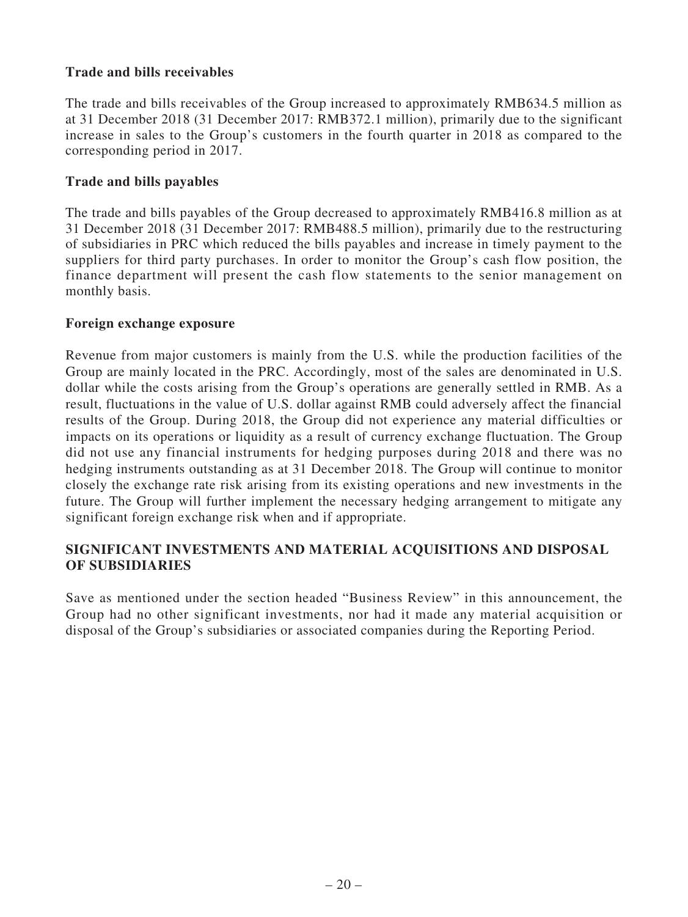### Trade and bills receivables

The trade and bills receivables of the Group increased to approximately RMB634.5 million as at 31 December 2018 (31 December 2017: RMB372.1 million), primarily due to the significant increase in sales to the Group's customers in the fourth quarter in 2018 as compared to the corresponding period in 2017.

### Trade and bills payables

The trade and bills payables of the Group decreased to approximately RMB416.8 million as at 31 December 2018 (31 December 2017: RMB488.5 million), primarily due to the restructuring of subsidiaries in PRC which reduced the bills payables and increase in timely payment to the suppliers for third party purchases. In order to monitor the Group's cash flow position, the finance department will present the cash flow statements to the senior management on monthly basis.

### Foreign exchange exposure

Revenue from major customers is mainly from the U.S. while the production facilities of the Group are mainly located in the PRC. Accordingly, most of the sales are denominated in U.S. dollar while the costs arising from the Group's operations are generally settled in RMB. As a result, fluctuations in the value of U.S. dollar against RMB could adversely affect the financial results of the Group. During 2018, the Group did not experience any material difficulties or impacts on its operations or liquidity as a result of currency exchange fluctuation. The Group did not use any financial instruments for hedging purposes during 2018 and there was no hedging instruments outstanding as at 31 December 2018. The Group will continue to monitor closely the exchange rate risk arising from its existing operations and new investments in the future. The Group will further implement the necessary hedging arrangement to mitigate any significant foreign exchange risk when and if appropriate.

## SIGNIFICANT INVESTMENTS AND MATERIAL ACQUISITIONS AND DISPOSAL OF SUBSIDIARIES

Save as mentioned under the section headed "Business Review" in this announcement, the Group had no other significant investments, nor had it made any material acquisition or disposal of the Group's subsidiaries or associated companies during the Reporting Period.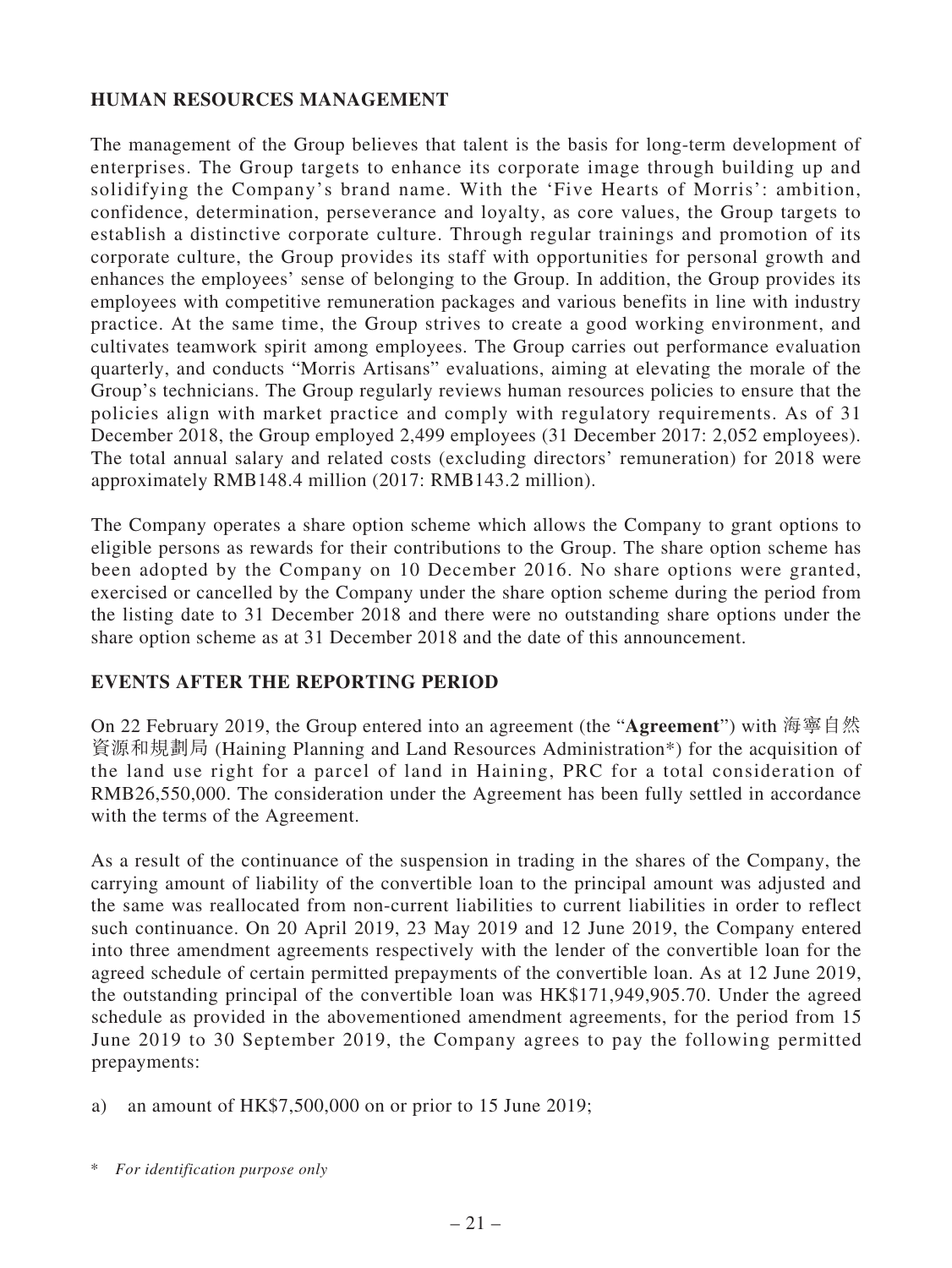## HUMAN RESOURCES MANAGEMENT

The management of the Group believes that talent is the basis for long-term development of enterprises. The Group targets to enhance its corporate image through building up and solidifying the Company's brand name. With the 'Five Hearts of Morris': ambition, confidence, determination, perseverance and loyalty, as core values, the Group targets to establish a distinctive corporate culture. Through regular trainings and promotion of its corporate culture, the Group provides its staff with opportunities for personal growth and enhances the employees' sense of belonging to the Group. In addition, the Group provides its employees with competitive remuneration packages and various benefits in line with industry practice. At the same time, the Group strives to create a good working environment, and cultivates teamwork spirit among employees. The Group carries out performance evaluation quarterly, and conducts "Morris Artisans" evaluations, aiming at elevating the morale of the Group's technicians. The Group regularly reviews human resources policies to ensure that the policies align with market practice and comply with regulatory requirements. As of 31 December 2018, the Group employed 2,499 employees (31 December 2017: 2,052 employees). The total annual salary and related costs (excluding directors' remuneration) for 2018 were approximately RMB148.4 million (2017: RMB143.2 million).

The Company operates a share option scheme which allows the Company to grant options to eligible persons as rewards for their contributions to the Group. The share option scheme has been adopted by the Company on 10 December 2016. No share options were granted, exercised or cancelled by the Company under the share option scheme during the period from the listing date to 31 December 2018 and there were no outstanding share options under the share option scheme as at 31 December 2018 and the date of this announcement.

## EVENTS AFTER THE REPORTING PERIOD

On 22 February 2019, the Group entered into an agreement (the "**Agreement**") with 海寧自然資源和規劃局 (Haining Planning and Land Resources Administration*) for the acquisition of the land use right for a parcel of land in Haining, PRC for a total consideration of RMB26,550,000. The consideration under the Agreement has been fully settled in accordance with the terms of the Agreement.

As a result of the continuance of the suspension in trading in the shares of the Company, the carrying amount of liability of the convertible loan to the principal amount was adjusted and the same was reallocated from non-current liabilities to current liabilities in order to reflect such continuance. On 20 April 2019, 23 May 2019 and 12 June 2019, the Company entered into three amendment agreements respectively with the lender of the convertible loan for the agreed schedule of certain permitted prepayments of the convertible loan. As at 12 June 2019, the outstanding principal of the convertible loan was HK$171,949,905.70. Under the agreed schedule as provided in the abovementioned amendment agreements, for the period from 15 June 2019 to 30 September 2019, the Company agrees to pay the following permitted prepayments:

a) an amount of HK$7,500,000 on or prior to 15 June 2019;

\* *For identification purpose only*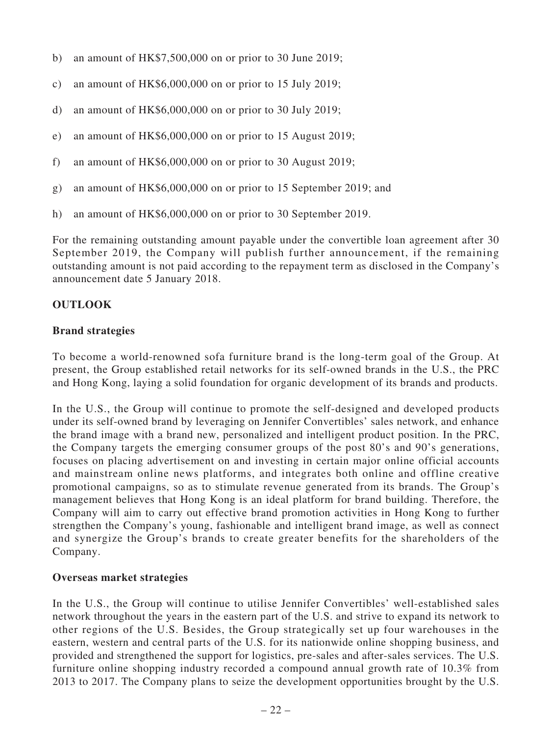b) an amount of HK$7,500,000 on or prior to 30 June 2019;

c) an amount of HK$6,000,000 on or prior to 15 July 2019;

d) an amount of HK$6,000,000 on or prior to 30 July 2019;

e) an amount of HK$6,000,000 on or prior to 15 August 2019;

f) an amount of HK$6,000,000 on or prior to 30 August 2019;

g) an amount of HK$6,000,000 on or prior to 15 September 2019; and

h) an amount of HK$6,000,000 on or prior to 30 September 2019.

For the remaining outstanding amount payable under the convertible loan agreement after 30 September 2019, the Company will publish further announcement, if the remaining outstanding amount is not paid according to the repayment term as disclosed in the Company's announcement date 5 January 2018.

## OUTLOOK

### Brand strategies

To become a world-renowned sofa furniture brand is the long-term goal of the Group. At present, the Group established retail networks for its self-owned brands in the U.S., the PRC and Hong Kong, laying a solid foundation for organic development of its brands and products.

In the U.S., the Group will continue to promote the self-designed and developed products under its self-owned brand by leveraging on Jennifer Convertibles' sales network, and enhance the brand image with a brand new, personalized and intelligent product position. In the PRC, the Company targets the emerging consumer groups of the post 80's and 90's generations, focuses on placing advertisement on and investing in certain major online official accounts and mainstream online news platforms, and integrates both online and offline creative promotional campaigns, so as to stimulate revenue generated from its brands. The Group's management believes that Hong Kong is an ideal platform for brand building. Therefore, the Company will aim to carry out effective brand promotion activities in Hong Kong to further strengthen the Company's young, fashionable and intelligent brand image, as well as connect and synergize the Group's brands to create greater benefits for the shareholders of the Company.

### Overseas market strategies

In the U.S., the Group will continue to utilise Jennifer Convertibles' well-established sales network throughout the years in the eastern part of the U.S. and strive to expand its network to other regions of the U.S. Besides, the Group strategically set up four warehouses in the eastern, western and central parts of the U.S. for its nationwide online shopping business, and provided and strengthened the support for logistics, pre-sales and after-sales services. The U.S. furniture online shopping industry recorded a compound annual growth rate of 10.3% from 2013 to 2017. The Company plans to seize the development opportunities brought by the U.S.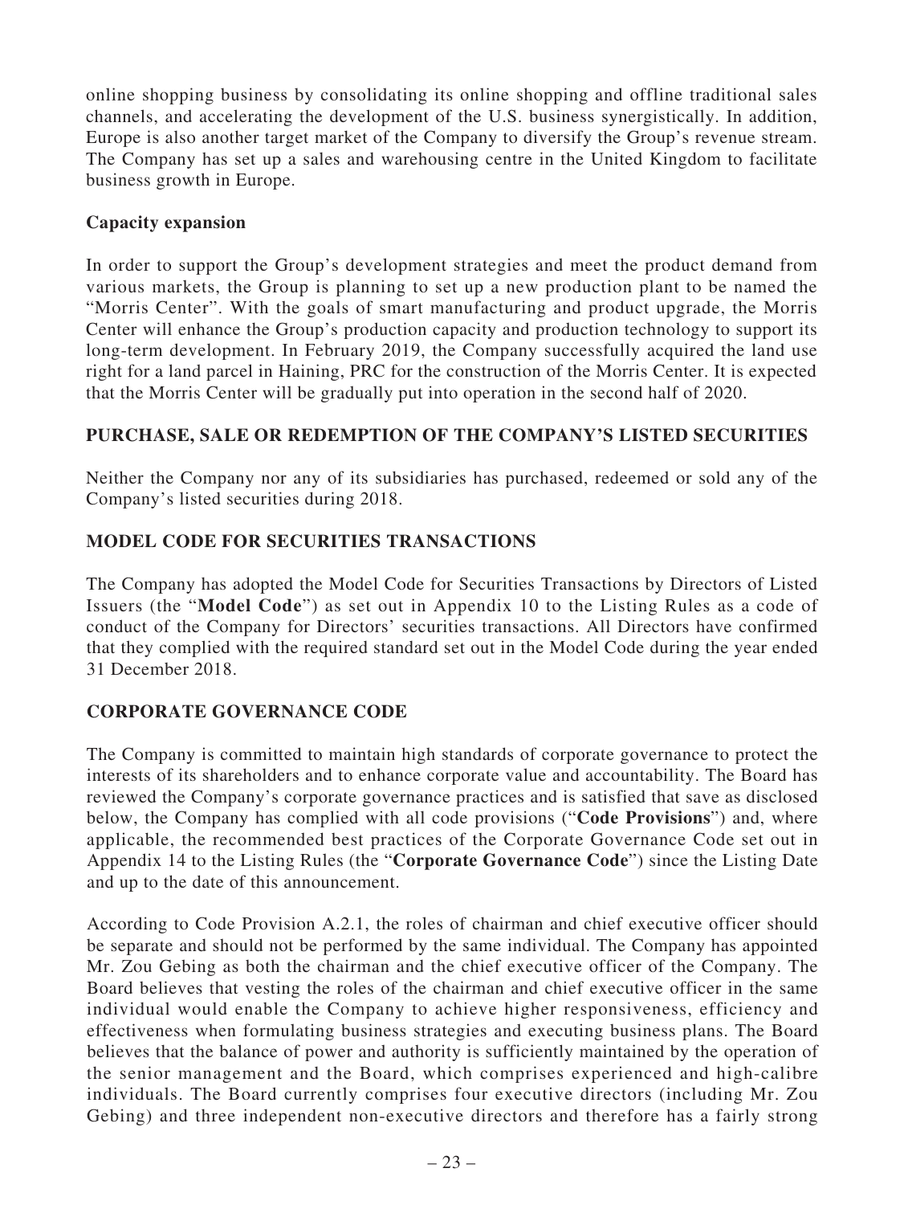online shopping business by consolidating its online shopping and offline traditional sales channels, and accelerating the development of the U.S. business synergistically. In addition, Europe is also another target market of the Company to diversify the Group's revenue stream. The Company has set up a sales and warehousing centre in the United Kingdom to facilitate business growth in Europe.

### Capacity expansion

In order to support the Group's development strategies and meet the product demand from various markets, the Group is planning to set up a new production plant to be named the "Morris Center". With the goals of smart manufacturing and product upgrade, the Morris Center will enhance the Group's production capacity and production technology to support its long-term development. In February 2019, the Company successfully acquired the land use right for a land parcel in Haining, PRC for the construction of the Morris Center. It is expected that the Morris Center will be gradually put into operation in the second half of 2020.

## PURCHASE, SALE OR REDEMPTION OF THE COMPANY'S LISTED SECURITIES

Neither the Company nor any of its subsidiaries has purchased, redeemed or sold any of the Company's listed securities during 2018.

## MODEL CODE FOR SECURITIES TRANSACTIONS

The Company has adopted the Model Code for Securities Transactions by Directors of Listed Issuers (the "**Model Code**") as set out in Appendix 10 to the Listing Rules as a code of conduct of the Company for Directors' securities transactions. All Directors have confirmed that they complied with the required standard set out in the Model Code during the year ended 31 December 2018.

## CORPORATE GOVERNANCE CODE

The Company is committed to maintain high standards of corporate governance to protect the interests of its shareholders and to enhance corporate value and accountability. The Board has reviewed the Company's corporate governance practices and is satisfied that save as disclosed below, the Company has complied with all code provisions ("**Code Provisions**") and, where applicable, the recommended best practices of the Corporate Governance Code set out in Appendix 14 to the Listing Rules (the "**Corporate Governance Code**") since the Listing Date and up to the date of this announcement.

According to Code Provision A.2.1, the roles of chairman and chief executive officer should be separate and should not be performed by the same individual. The Company has appointed Mr. Zou Gebing as both the chairman and the chief executive officer of the Company. The Board believes that vesting the roles of the chairman and chief executive officer in the same individual would enable the Company to achieve higher responsiveness, efficiency and effectiveness when formulating business strategies and executing business plans. The Board believes that the balance of power and authority is sufficiently maintained by the operation of the senior management and the Board, which comprises experienced and high-calibre individuals. The Board currently comprises four executive directors (including Mr. Zou Gebing) and three independent non-executive directors and therefore has a fairly strong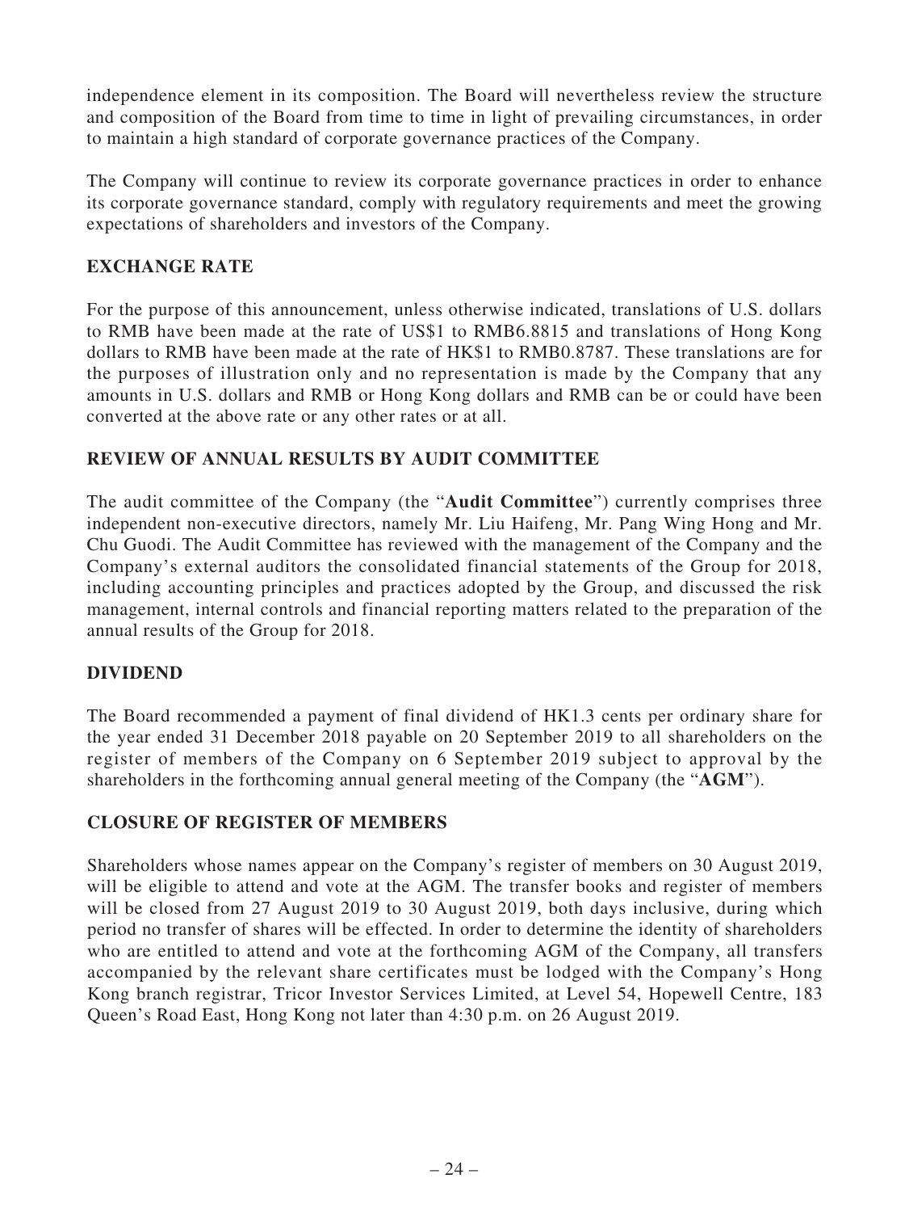independence element in its composition. The Board will nevertheless review the structure and composition of the Board from time to time in light of prevailing circumstances, in order to maintain a high standard of corporate governance practices of the Company.

The Company will continue to review its corporate governance practices in order to enhance its corporate governance standard, comply with regulatory requirements and meet the growing expectations of shareholders and investors of the Company.

## EXCHANGE RATE

For the purpose of this announcement, unless otherwise indicated, translations of U.S. dollars to RMB have been made at the rate of US$1 to RMB6.8815 and translations of Hong Kong dollars to RMB have been made at the rate of HK$1 to RMB0.8787. These translations are for the purposes of illustration only and no representation is made by the Company that any amounts in U.S. dollars and RMB or Hong Kong dollars and RMB can be or could have been converted at the above rate or any other rates or at all.

## REVIEW OF ANNUAL RESULTS BY AUDIT COMMITTEE

The audit committee of the Company (the "**Audit Committee**") currently comprises three independent non-executive directors, namely Mr. Liu Haifeng, Mr. Pang Wing Hong and Mr. Chu Guodi. The Audit Committee has reviewed with the management of the Company and the Company's external auditors the consolidated financial statements of the Group for 2018, including accounting principles and practices adopted by the Group, and discussed the risk management, internal controls and financial reporting matters related to the preparation of the annual results of the Group for 2018.

## DIVIDEND

The Board recommended a payment of final dividend of HK1.3 cents per ordinary share for the year ended 31 December 2018 payable on 20 September 2019 to all shareholders on the register of members of the Company on 6 September 2019 subject to approval by the shareholders in the forthcoming annual general meeting of the Company (the "**AGM**").

## CLOSURE OF REGISTER OF MEMBERS

Shareholders whose names appear on the Company's register of members on 30 August 2019, will be eligible to attend and vote at the AGM. The transfer books and register of members will be closed from 27 August 2019 to 30 August 2019, both days inclusive, during which period no transfer of shares will be effected. In order to determine the identity of shareholders who are entitled to attend and vote at the forthcoming AGM of the Company, all transfers accompanied by the relevant share certificates must be lodged with the Company's Hong Kong branch registrar, Tricor Investor Services Limited, at Level 54, Hopewell Centre, 183 Queen's Road East, Hong Kong not later than 4:30 p.m. on 26 August 2019.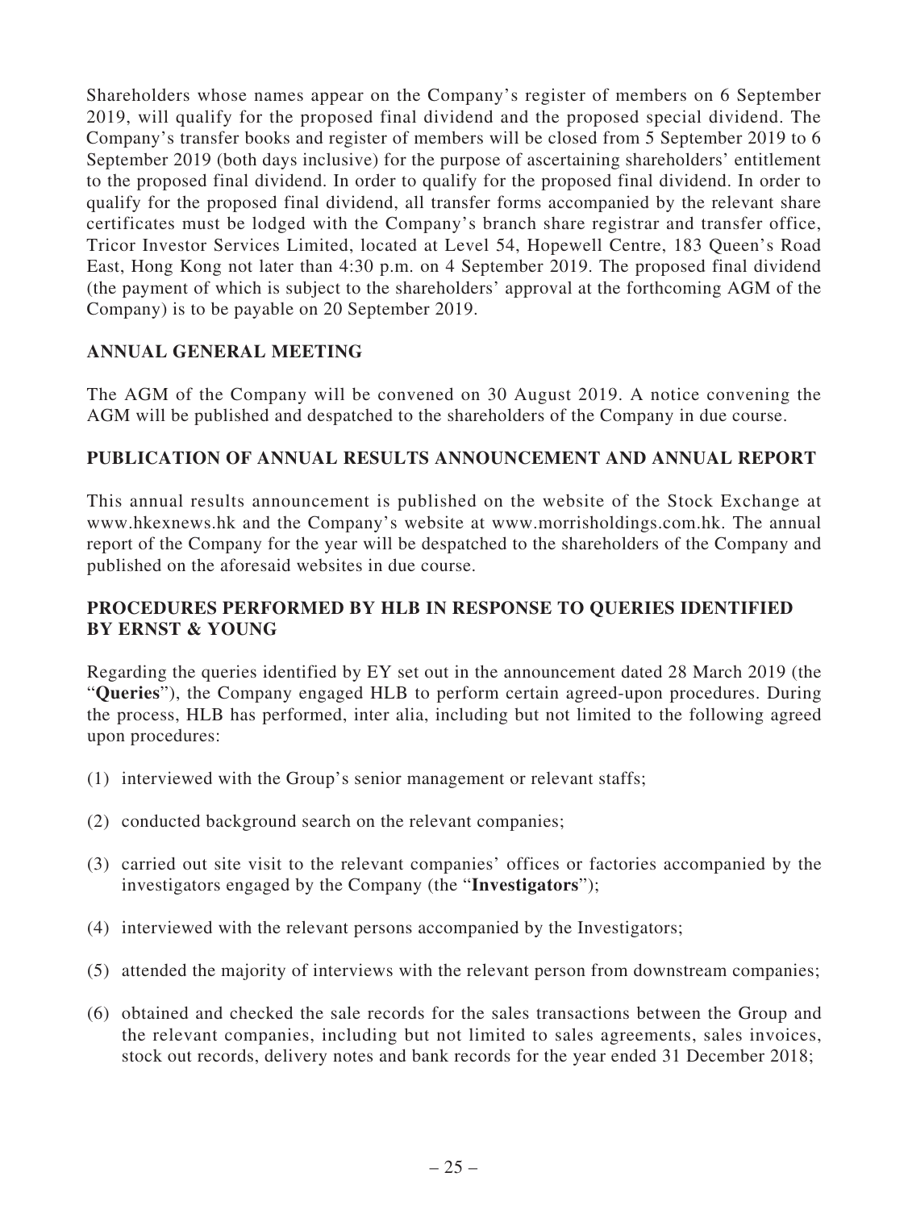Shareholders whose names appear on the Company's register of members on 6 September 2019, will qualify for the proposed final dividend and the proposed special dividend. The Company's transfer books and register of members will be closed from 5 September 2019 to 6 September 2019 (both days inclusive) for the purpose of ascertaining shareholders' entitlement to the proposed final dividend. In order to qualify for the proposed final dividend. In order to qualify for the proposed final dividend, all transfer forms accompanied by the relevant share certificates must be lodged with the Company's branch share registrar and transfer office, Tricor Investor Services Limited, located at Level 54, Hopewell Centre, 183 Queen's Road East, Hong Kong not later than 4:30 p.m. on 4 September 2019. The proposed final dividend (the payment of which is subject to the shareholders' approval at the forthcoming AGM of the Company) is to be payable on 20 September 2019.

## ANNUAL GENERAL MEETING

The AGM of the Company will be convened on 30 August 2019. A notice convening the AGM will be published and despatched to the shareholders of the Company in due course.

## PUBLICATION OF ANNUAL RESULTS ANNOUNCEMENT AND ANNUAL REPORT

This annual results announcement is published on the website of the Stock Exchange at www.hkexnews.hk and the Company's website at www.morrisholdings.com.hk. The annual report of the Company for the year will be despatched to the shareholders of the Company and published on the aforesaid websites in due course.

## PROCEDURES PERFORMED BY HLB IN RESPONSE TO QUERIES IDENTIFIED BY ERNST & YOUNG

Regarding the queries identified by EY set out in the announcement dated 28 March 2019 (the "**Queries**"), the Company engaged HLB to perform certain agreed-upon procedures. During the process, HLB has performed, inter alia, including but not limited to the following agreed upon procedures:

(1) interviewed with the Group's senior management or relevant staffs;

(2) conducted background search on the relevant companies;

(3) carried out site visit to the relevant companies' offices or factories accompanied by the investigators engaged by the Company (the "**Investigators**");

(4) interviewed with the relevant persons accompanied by the Investigators;

(5) attended the majority of interviews with the relevant person from downstream companies;

(6) obtained and checked the sale records for the sales transactions between the Group and the relevant companies, including but not limited to sales agreements, sales invoices, stock out records, delivery notes and bank records for the year ended 31 December 2018;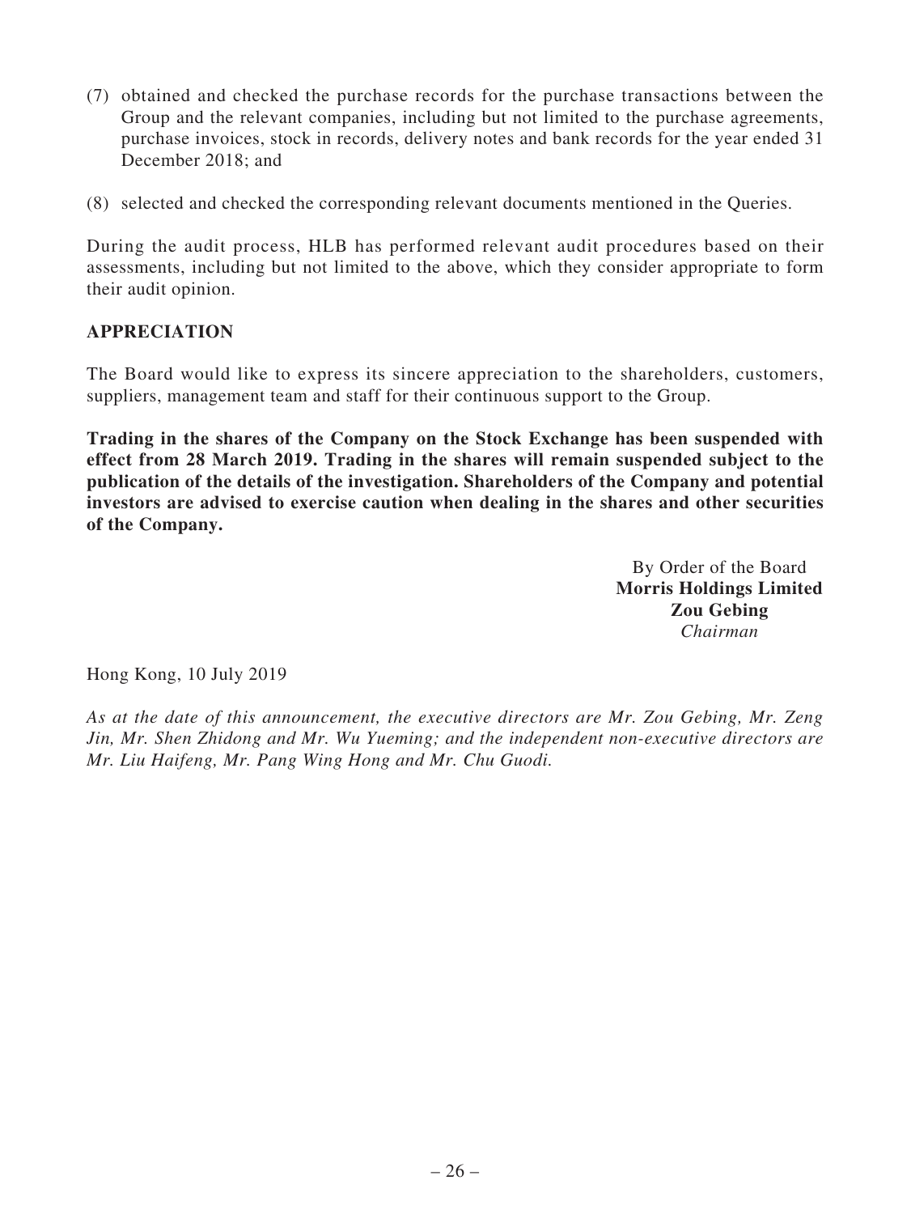(7) obtained and checked the purchase records for the purchase transactions between the Group and the relevant companies, including but not limited to the purchase agreements, purchase invoices, stock in records, delivery notes and bank records for the year ended 31 December 2018; and

(8) selected and checked the corresponding relevant documents mentioned in the Queries.

During the audit process, HLB has performed relevant audit procedures based on their assessments, including but not limited to the above, which they consider appropriate to form their audit opinion.

## APPRECIATION

The Board would like to express its sincere appreciation to the shareholders, customers, suppliers, management team and staff for their continuous support to the Group.

**Trading in the shares of the Company on the Stock Exchange has been suspended with effect from 28 March 2019. Trading in the shares will remain suspended subject to the publication of the details of the investigation. Shareholders of the Company and potential investors are advised to exercise caution when dealing in the shares and other securities of the Company.**

By Order of the Board
**Morris Holdings Limited**
**Zou Gebing**
*Chairman*

Hong Kong, 10 July 2019

*As at the date of this announcement, the executive directors are Mr. Zou Gebing, Mr. Zeng Jin, Mr. Shen Zhidong and Mr. Wu Yueming; and the independent non-executive directors are Mr. Liu Haifeng, Mr. Pang Wing Hong and Mr. Chu Guodi.*